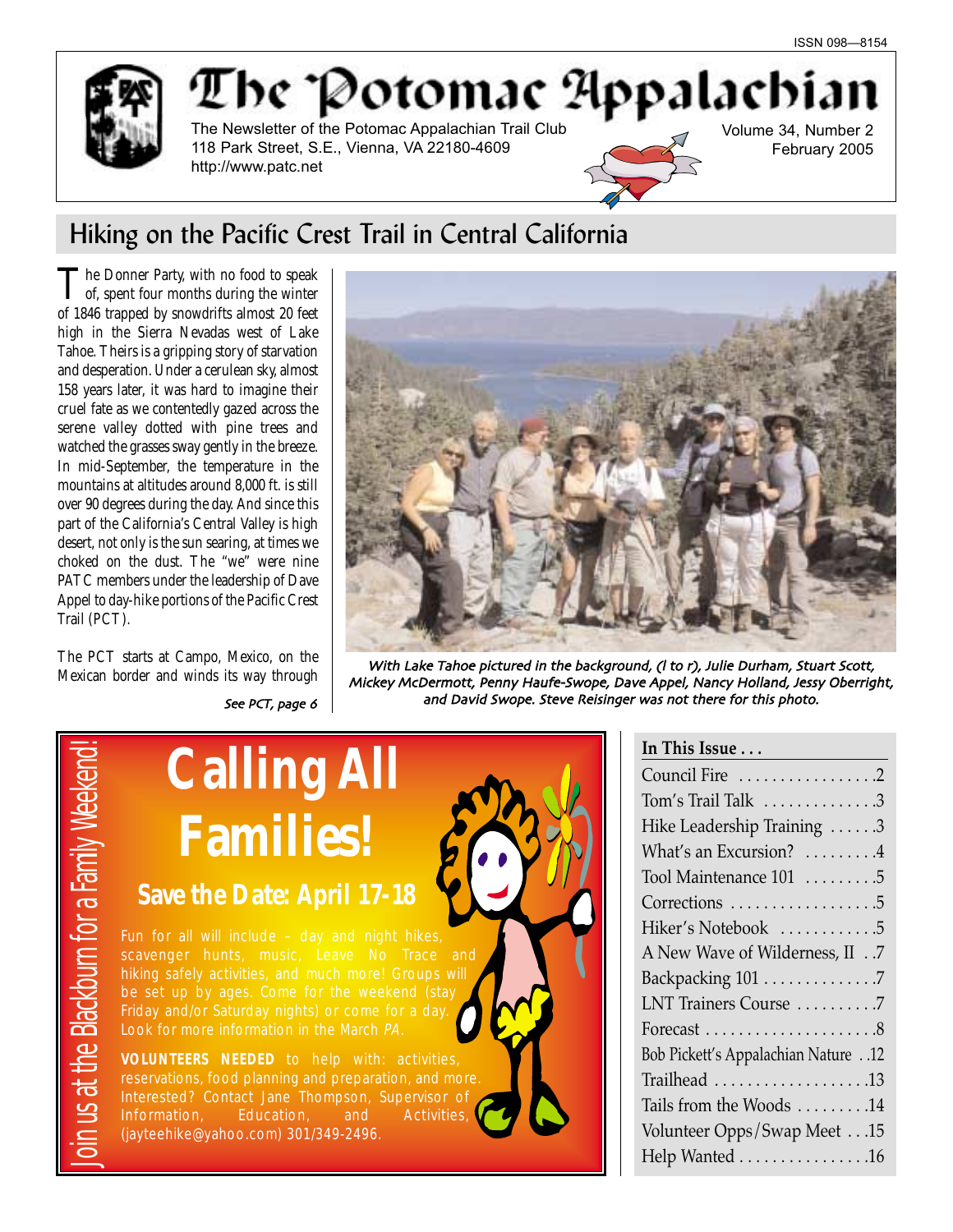ISSN 098—8154

# The Potomac Appalachian

The Newsletter of the Potomac Appalachian Trail Club
118 Park Street, S.E., Vienna, VA 22180-4609
http://www.patc.net

Volume 34, Number 2
February 2005

## Hiking on the Pacific Crest Trail in Central California

The Donner Party, with no food to speak of, spent four months during the winter of 1846 trapped by snowdrifts almost 20 feet high in the Sierra Nevadas west of Lake Tahoe. Theirs is a gripping story of starvation and desperation. Under a cerulean sky, almost 158 years later, it was hard to imagine their cruel fate as we contentedly gazed across the serene valley dotted with pine trees and watched the grasses sway gently in the breeze. In mid-September, the temperature in the mountains at altitudes around 8,000 ft. is still over 90 degrees during the day. And since this part of the California's Central Valley is high desert, not only is the sun searing, at times we choked on the dust. The "we" were nine PATC members under the leadership of Dave Appel to day-hike portions of the Pacific Crest Trail (PCT).

The PCT starts at Campo, Mexico, on the Mexican border and winds its way through

*See PCT, page 6*

*With Lake Tahoe pictured in the background, (l to r), Julie Durham, Stuart Scott, Mickey McDermott, Penny Haufe-Swope, Dave Appel, Nancy Holland, Jessy Oberright, and David Swope. Steve Reisinger was not there for this photo.*

# Calling All Families!

## Save the Date: April 17-18

Join us at the Blackburn for a Family Weekend!

Fun for all will include – day and night hikes, scavenger hunts, music, Leave No Trace and hiking safely activities, and much more! Groups will be set up by ages. Come for the weekend (stay Friday and/or Saturday nights) or come for a day. Look for more information in the March *PA*.

**VOLUNTEERS NEEDED** to help with: activities, reservations, food planning and preparation, and more. Interested? Contact Jane Thompson, Supervisor of Information, Education, and Activities, (jayteehike@yahoo.com) 301/349-2496.

**In This Issue . . .**

| | |
|---|---|
| Council Fire | 2 |
| Tom's Trail Talk | 3 |
| Hike Leadership Training | 3 |
| What's an Excursion? | 4 |
| Tool Maintenance 101 | 5 |
| Corrections | 5 |
| Hiker's Notebook | 5 |
| A New Wave of Wilderness, II | 7 |
| Backpacking 101 | 7 |
| LNT Trainers Course | 7 |
| Forecast | 8 |
| Bob Pickett's Appalachian Nature | 12 |
| Trailhead | 13 |
| Tails from the Woods | 14 |
| Volunteer Opps/Swap Meet | 15 |
| Help Wanted | 16 |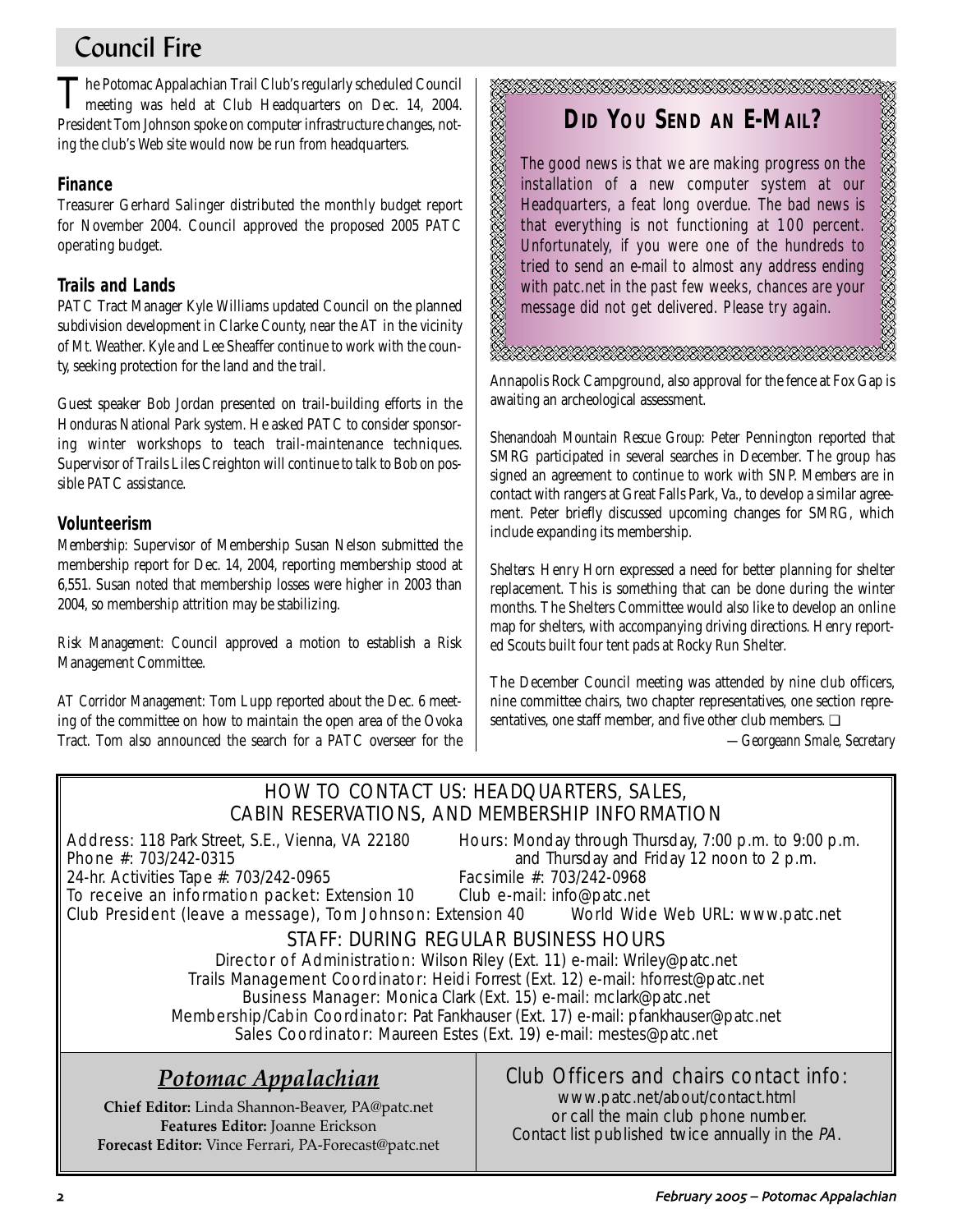# Council Fire

The Potomac Appalachian Trail Club's regularly scheduled Council meeting was held at Club Headquarters on Dec. 14, 2004. President Tom Johnson spoke on computer infrastructure changes, noting the club's Web site would now be run from headquarters.

## Finance

Treasurer Gerhard Salinger distributed the monthly budget report for November 2004. Council approved the proposed 2005 PATC operating budget.

## Trails and Lands

PATC Tract Manager Kyle Williams updated Council on the planned subdivision development in Clarke County, near the AT in the vicinity of Mt. Weather. Kyle and Lee Sheaffer continue to work with the county, seeking protection for the land and the trail.

Guest speaker Bob Jordan presented on trail-building efforts in the Honduras National Park system. He asked PATC to consider sponsoring winter workshops to teach trail-maintenance techniques. Supervisor of Trails Liles Creighton will continue to talk to Bob on possible PATC assistance.

## Volunteerism

*Membership:* Supervisor of Membership Susan Nelson submitted the membership report for Dec. 14, 2004, reporting membership stood at 6,551. Susan noted that membership losses were higher in 2003 than 2004, so membership attrition may be stabilizing.

*Risk Management:* Council approved a motion to establish a Risk Management Committee.

*AT Corridor Management:* Tom Lupp reported about the Dec. 6 meeting of the committee on how to maintain the open area of the Ovoka Tract. Tom also announced the search for a PATC overseer for the Annapolis Rock Campground, also approval for the fence at Fox Gap is awaiting an archeological assessment.

*Shenandoah Mountain Rescue Group:* Peter Pennington reported that SMRG participated in several searches in December. The group has signed an agreement to continue to work with SNP. Members are in contact with rangers at Great Falls Park, Va., to develop a similar agreement. Peter briefly discussed upcoming changes for SMRG, which include expanding its membership.

*Shelters:* Henry Horn expressed a need for better planning for shelter replacement. This is something that can be done during the winter months. The Shelters Committee would also like to develop an online map for shelters, with accompanying driving directions. Henry reported Scouts built four tent pads at Rocky Run Shelter.

The December Council meeting was attended by nine club officers, nine committee chairs, two chapter representatives, one section representatives, one staff member, and five other club members. ❑

*—Georgeann Smale, Secretary*

## Did You Send an E-Mail?

*The good news is that we are making progress on the installation of a new computer system at our Headquarters, a feat long overdue. The bad news is that everything is not functioning at 100 percent. Unfortunately, if you were one of the hundreds to tried to send an e-mail to almost any address ending with patc.net in the past few weeks, chances are your message did not get delivered. Please try again.*

## HOW TO CONTACT US: HEADQUARTERS, SALES, CABIN RESERVATIONS, AND MEMBERSHIP INFORMATION

Address: 118 Park Street, S.E., Vienna, VA 22180
Phone #: 703/242-0315
24-hr. Activities Tape #: 703/242-0965
To receive an information packet: Extension 10
Club President (leave a message), Tom Johnson: Extension 40

Hours: Monday through Thursday, 7:00 p.m. to 9:00 p.m. and Thursday and Friday 12 noon to 2 p.m.
Facsimile #: 703/242-0968
Club e-mail: info@patc.net
World Wide Web URL: www.patc.net

### STAFF: DURING REGULAR BUSINESS HOURS

Director of Administration: Wilson Riley (Ext. 11) e-mail: Wriley@patc.net
Trails Management Coordinator: Heidi Forrest (Ext. 12) e-mail: hforrest@patc.net
Business Manager: Monica Clark (Ext. 15) e-mail: mclark@patc.net
Membership/Cabin Coordinator: Pat Fankhauser (Ext. 17) e-mail: pfankhauser@patc.net
Sales Coordinator: Maureen Estes (Ext. 19) e-mail: mestes@patc.net

### *Potomac Appalachian*

**Chief Editor:** Linda Shannon-Beaver, PA@patc.net
**Features Editor:** Joanne Erickson
**Forecast Editor:** Vince Ferrari, PA-Forecast@patc.net

### Club Officers and chairs contact info:

www.patc.net/about/contact.html
or call the main club phone number.
Contact list published twice annually in the *PA*.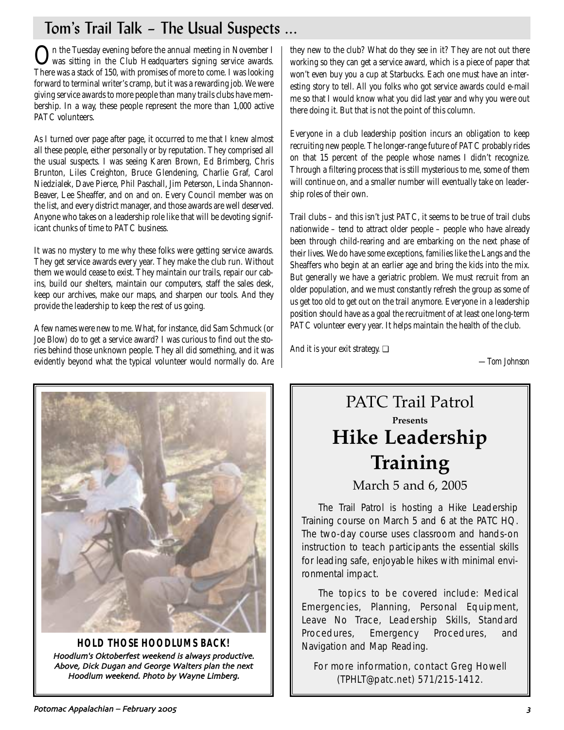## Tom's Trail Talk – The Usual Suspects …

On the Tuesday evening before the annual meeting in November I was sitting in the Club Headquarters signing service awards. There was a stack of 150, with promises of more to come. I was looking forward to terminal writer's cramp, but it was a rewarding job. We were giving service awards to more people than many trails clubs have membership. In a way, these people represent the more than 1,000 active PATC volunteers.

As I turned over page after page, it occurred to me that I knew almost all these people, either personally or by reputation. They comprised all the usual suspects. I was seeing Karen Brown, Ed Brimberg, Chris Brunton, Liles Creighton, Bruce Glendening, Charlie Graf, Carol Niedzialek, Dave Pierce, Phil Paschall, Jim Peterson, Linda Shannon-Beaver, Lee Sheaffer, and on and on. Every Council member was on the list, and every district manager, and those awards are well deserved. Anyone who takes on a leadership role like that will be devoting significant chunks of time to PATC business.

It was no mystery to me why these folks were getting service awards. They get service awards every year. They make the club run. Without them we would cease to exist. They maintain our trails, repair our cabins, build our shelters, maintain our computers, staff the sales desk, keep our archives, make our maps, and sharpen our tools. And they provide the leadership to keep the rest of us going.

A few names were new to me. What, for instance, did Sam Schmuck (or Joe Blow) do to get a service award? I was curious to find out the stories behind those unknown people. They all did something, and it was evidently beyond what the typical volunteer would normally do. Are they new to the club? What do they see in it? They are not out there working so they can get a service award, which is a piece of paper that won't even buy you a cup at Starbucks. Each one must have an interesting story to tell. All you folks who got service awards could e-mail me so that I would know what you did last year and why you were out there doing it. But that is not the point of this column.

Everyone in a club leadership position incurs an obligation to keep recruiting new people. The longer-range future of PATC probably rides on that 15 percent of the people whose names I didn't recognize. Through a filtering process that is still mysterious to me, some of them will continue on, and a smaller number will eventually take on leadership roles of their own.

Trail clubs – and this isn't just PATC, it seems to be true of trail clubs nationwide – tend to attract older people – people who have already been through child-rearing and are embarking on the next phase of their lives. We do have some exceptions, families like the Langs and the Sheaffers who begin at an earlier age and bring the kids into the mix. But generally we have a geriatric problem. We must recruit from an older population, and we must constantly refresh the group as some of us get too old to get out on the trail anymore. Everyone in a leadership position should have as a goal the recruitment of at least one long-term PATC volunteer every year. It helps maintain the health of the club.

And it is your exit strategy. ❑

*—Tom Johnson*

**HOLD THOSE HOODLUMS BACK!**

*Hoodlum's Oktoberfest weekend is always productive. Above, Dick Dugan and George Walters plan the next Hoodlum weekend. Photo by Wayne Limberg.*

# PATC Trail Patrol

**Presents**

## Hike Leadership Training

March 5 and 6, 2005

The Trail Patrol is hosting a Hike Leadership Training course on March 5 and 6 at the PATC HQ. The two-day course uses classroom and hands-on instruction to teach participants the essential skills for leading safe, enjoyable hikes with minimal environmental impact.

The topics to be covered include: Medical Emergencies, Planning, Personal Equipment, Leave No Trace, Leadership Skills, Standard Procedures, Emergency Procedures, and Navigation and Map Reading.

For more information, contact Greg Howell (TPHLT@patc.net) 571/215-1412.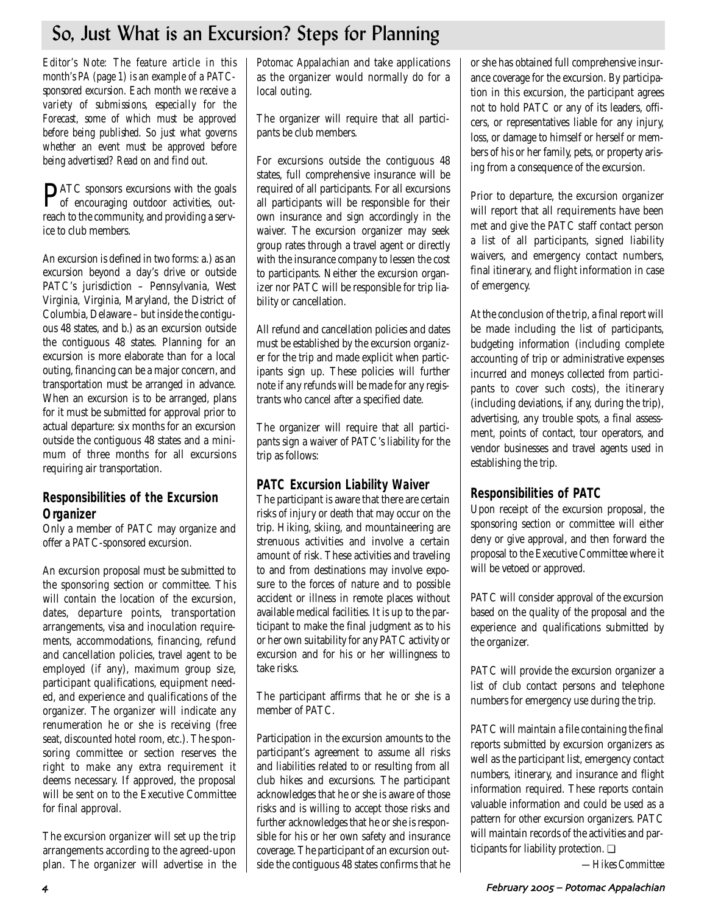# So, Just What is an Excursion? Steps for Planning

*Editor's Note: The feature article in this month's PA (page 1) is an example of a PATC-sponsored excursion. Each month we receive a variety of submissions, especially for the Forecast, some of which must be approved before being published. So just what governs whether an event must be approved before being advertised? Read on and find out.*

PATC sponsors excursions with the goals of encouraging outdoor activities, outreach to the community, and providing a service to club members.

An excursion is defined in two forms: a.) as an excursion beyond a day's drive or outside PATC's jurisdiction – Pennsylvania, West Virginia, Virginia, Maryland, the District of Columbia, Delaware – but inside the contiguous 48 states, and b.) as an excursion outside the contiguous 48 states. Planning for an excursion is more elaborate than for a local outing, financing can be a major concern, and transportation must be arranged in advance. When an excursion is to be arranged, plans for it must be submitted for approval prior to actual departure: six months for an excursion outside the contiguous 48 states and a minimum of three months for all excursions requiring air transportation.

## Responsibilities of the Excursion Organizer

Only a member of PATC may organize and offer a PATC-sponsored excursion.

An excursion proposal must be submitted to the sponsoring section or committee. This will contain the location of the excursion, dates, departure points, transportation arrangements, visa and inoculation requirements, accommodations, financing, refund and cancellation policies, travel agent to be employed (if any), maximum group size, participant qualifications, equipment needed, and experience and qualifications of the organizer. The organizer will indicate any renumeration he or she is receiving (free seat, discounted hotel room, etc.). The sponsoring committee or section reserves the right to make any extra requirement it deems necessary. If approved, the proposal will be sent on to the Executive Committee for final approval.

The excursion organizer will set up the trip arrangements according to the agreed-upon plan. The organizer will advertise in the *Potomac Appalachian* and take applications as the organizer would normally do for a local outing.

The organizer will require that all participants be club members.

For excursions outside the contiguous 48 states, full comprehensive insurance will be required of all participants. For all excursions all participants will be responsible for their own insurance and sign accordingly in the waiver. The excursion organizer may seek group rates through a travel agent or directly with the insurance company to lessen the cost to participants. Neither the excursion organizer nor PATC will be responsible for trip liability or cancellation.

All refund and cancellation policies and dates must be established by the excursion organizer for the trip and made explicit when participants sign up. These policies will further note if any refunds will be made for any registrants who cancel after a specified date.

The organizer will require that all participants sign a waiver of PATC's liability for the trip as follows:

### PATC Excursion Liability Waiver

The participant is aware that there are certain risks of injury or death that may occur on the trip. Hiking, skiing, and mountaineering are strenuous activities and involve a certain amount of risk. These activities and traveling to and from destinations may involve exposure to the forces of nature and to possible accident or illness in remote places without available medical facilities. It is up to the participant to make the final judgment as to his or her own suitability for any PATC activity or excursion and for his or her willingness to take risks.

The participant affirms that he or she is a member of PATC.

Participation in the excursion amounts to the participant's agreement to assume all risks and liabilities related to or resulting from all club hikes and excursions. The participant acknowledges that he or she is aware of those risks and is willing to accept those risks and further acknowledges that he or she is responsible for his or her own safety and insurance coverage. The participant of an excursion outside the contiguous 48 states confirms that he or she has obtained full comprehensive insurance coverage for the excursion. By participation in this excursion, the participant agrees not to hold PATC or any of its leaders, officers, or representatives liable for any injury, loss, or damage to himself or herself or members of his or her family, pets, or property arising from a consequence of the excursion.

Prior to departure, the excursion organizer will report that all requirements have been met and give the PATC staff contact person a list of all participants, signed liability waivers, and emergency contact numbers, final itinerary, and flight information in case of emergency.

At the conclusion of the trip, a final report will be made including the list of participants, budgeting information (including complete accounting of trip or administrative expenses incurred and moneys collected from participants to cover such costs), the itinerary (including deviations, if any, during the trip), advertising, any trouble spots, a final assessment, points of contact, tour operators, and vendor businesses and travel agents used in establishing the trip.

## Responsibilities of PATC

Upon receipt of the excursion proposal, the sponsoring section or committee will either deny or give approval, and then forward the proposal to the Executive Committee where it will be vetoed or approved.

PATC will consider approval of the excursion based on the quality of the proposal and the experience and qualifications submitted by the organizer.

PATC will provide the excursion organizer a list of club contact persons and telephone numbers for emergency use during the trip.

PATC will maintain a file containing the final reports submitted by excursion organizers as well as the participant list, emergency contact numbers, itinerary, and insurance and flight information required. These reports contain valuable information and could be used as a pattern for other excursion organizers. PATC will maintain records of the activities and participants for liability protection. ❑

*—Hikes Committee*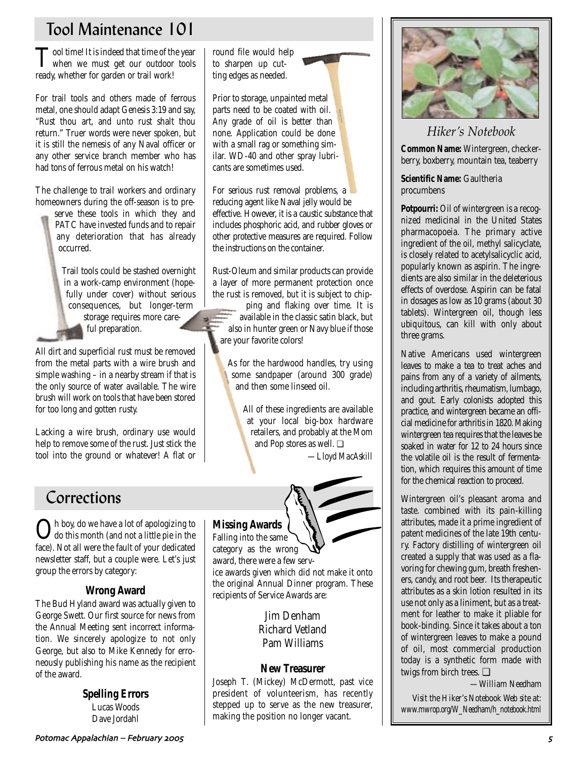## Tool Maintenance 101

Tool time! It is indeed that time of the year when we must get our outdoor tools ready, whether for garden or trail work!

For trail tools and others made of ferrous metal, one should adapt Genesis 3:19 and say, "Rust thou art, and unto rust shalt thou return." Truer words were never spoken, but it is still the nemesis of any Naval officer or any other service branch member who has had tons of ferrous metal on his watch!

The challenge to trail workers and ordinary homeowners during the off-season is to preserve these tools in which they and PATC have invested funds and to repair any deterioration that has already occurred.

Trail tools could be stashed overnight in a work-camp environment (hopefully under cover) without serious consequences, but longer-term storage requires more careful preparation.

All dirt and superficial rust must be removed from the metal parts with a wire brush and simple washing – in a nearby stream if that is the only source of water available. The wire brush will work on tools that have been stored for too long and gotten rusty.

Lacking a wire brush, ordinary use would help to remove some of the rust. Just stick the tool into the ground or whatever! A flat or round file would help to sharpen up cutting edges as needed.

Prior to storage, unpainted metal parts need to be coated with oil. Any grade of oil is better than none. Application could be done with a small rag or something similar. WD-40 and other spray lubricants are sometimes used.

For serious rust removal problems, a reducing agent like Naval jelly would be effective. However, it is a caustic substance that includes phosphoric acid, and rubber gloves or other protective measures are required. Follow the instructions on the container.

Rust-Oleum and similar products can provide a layer of more permanent protection once the rust is removed, but it is subject to chipping and flaking over time. It is available in the classic satin black, but also in hunter green or Navy blue if those are your favorite colors!

As for the hardwood handles, try using some sandpaper (around 300 grade) and then some linseed oil.

All of these ingredients are available at your local big-box hardware retailers, and probably at the Mom and Pop stores as well. ❑

*—Lloyd MacAskill*

## Corrections

Oh boy, do we have a lot of apologizing to do this month (and not a little pie in the face). Not all were the fault of your dedicated newsletter staff, but a couple were. Let's just group the errors by category:

### Wrong Award

The Bud Hyland award was actually given to George Swett. Our first source for news from the Annual Meeting sent incorrect information. We sincerely apologize to not only George, but also to Mike Kennedy for erroneously publishing his name as the recipient of the award.

### Spelling Errors

Lucas Woods
Dave Jordahl

### Missing Awards

Falling into the same category as the wrong award, there were a few service awards given which did not make it onto the original Annual Dinner program. These recipients of Service Awards are:

Jim Denham
Richard Vetland
Pam Williams

### New Treasurer

Joseph T. (Mickey) McDermott, past vice president of volunteerism, has recently stepped up to serve as the new treasurer, making the position no longer vacant.

## *Hiker's Notebook*

**Common Name:** Wintergreen, checkerberry, boxberry, mountain tea, teaberry

**Scientific Name:** *Gaultheria procumbens*

**Potpourri:** Oil of wintergreen is a recognized medicinal in the United States pharmacopoeia. The primary active ingredient of the oil, methyl salicyclate, is closely related to acetylsalicyclic acid, popularly known as aspirin. The ingredients are also similar in the deleterious effects of overdose. Aspirin can be fatal in dosages as low as 10 grams (about 30 tablets). Wintergreen oil, though less ubiquitous, can kill with only about three grams.

Native Americans used wintergreen leaves to make a tea to treat aches and pains from any of a variety of ailments, including arthritis, rheumatism, lumbago, and gout. Early colonists adopted this practice, and wintergreen became an official medicine for arthritis in 1820. Making wintergreen tea requires that the leaves be soaked in water for 12 to 24 hours since the volatile oil is the result of fermentation, which requires this amount of time for the chemical reaction to proceed.

Wintergreen oil's pleasant aroma and taste. combined with its pain-killing attributes, made it a prime ingredient of patent medicines of the late 19th century. Factory distilling of wintergreen oil created a supply that was used as a flavoring for chewing gum, breath fresheners, candy, and root beer. Its therapeutic attributes as a skin lotion resulted in its use not only as a liniment, but as a treatment for leather to make it pliable for book-binding. Since it takes about a ton of wintergreen leaves to make a pound of oil, most commercial production today is a synthetic form made with twigs from birch trees. ❑

*—William Needham*

*Visit the Hiker's Notebook Web site at: www.mwrop.org/W_Needham/h_notebook.html*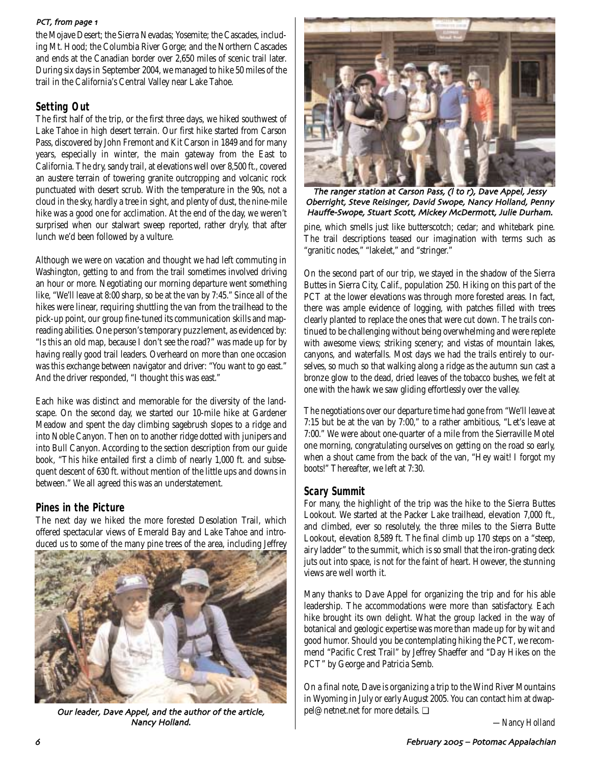*PCT, from page 1*

the Mojave Desert; the Sierra Nevadas; Yosemite; the Cascades, including Mt. Hood; the Columbia River Gorge; and the Northern Cascades and ends at the Canadian border over 2,650 miles of scenic trail later. During six days in September 2004, we managed to hike 50 miles of the trail in the California's Central Valley near Lake Tahoe.

## Setting Out

The first half of the trip, or the first three days, we hiked southwest of Lake Tahoe in high desert terrain. Our first hike started from Carson Pass, discovered by John Fremont and Kit Carson in 1849 and for many years, especially in winter, the main gateway from the East to California. The dry, sandy trail, at elevations well over 8,500 ft., covered an austere terrain of towering granite outcropping and volcanic rock punctuated with desert scrub. With the temperature in the 90s, not a cloud in the sky, hardly a tree in sight, and plenty of dust, the nine-mile hike was a good one for acclimation. At the end of the day, we weren't surprised when our stalwart sweep reported, rather dryly, that after lunch we'd been followed by a vulture.

Although we were on vacation and thought we had left commuting in Washington, getting to and from the trail sometimes involved driving an hour or more. Negotiating our morning departure went something like, "We'll leave at 8:00 sharp, so be at the van by 7:45." Since all of the hikes were linear, requiring shuttling the van from the trailhead to the pick-up point, our group fine-tuned its communication skills and map-reading abilities. One person's temporary puzzlement, as evidenced by: "Is this an old map, because I don't see the road?" was made up for by having really good trail leaders. Overheard on more than one occasion was this exchange between navigator and driver: "You want to go east." And the driver responded, "I thought this was east."

Each hike was distinct and memorable for the diversity of the landscape. On the second day, we started our 10-mile hike at Gardener Meadow and spent the day climbing sagebrush slopes to a ridge and into Noble Canyon. Then on to another ridge dotted with junipers and into Bull Canyon. According to the section description from our guide book, "This hike entailed first a climb of nearly 1,000 ft. and subsequent descent of 630 ft. without mention of the little ups and downs in between." We all agreed this was an understatement.

## Pines in the Picture

The next day we hiked the more forested Desolation Trail, which offered spectacular views of Emerald Bay and Lake Tahoe and introduced us to some of the many pine trees of the area, including Jeffrey pine, which smells just like butterscotch; cedar; and whitebark pine. The trail descriptions teased our imagination with terms such as "granitic nodes," "lakelet," and "stringer."

*Our leader, Dave Appel, and the author of the article, Nancy Holland.*

*The ranger station at Carson Pass, (l to r), Dave Appel, Jessy Oberright, Steve Reisinger, David Swope, Nancy Holland, Penny Hauffe-Swope, Stuart Scott, Mickey McDermott, Julie Durham.*

On the second part of our trip, we stayed in the shadow of the Sierra Buttes in Sierra City, Calif., population 250. Hiking on this part of the PCT at the lower elevations was through more forested areas. In fact, there was ample evidence of logging, with patches filled with trees clearly planted to replace the ones that were cut down. The trails continued to be challenging without being overwhelming and were replete with awesome views; striking scenery; and vistas of mountain lakes, canyons, and waterfalls. Most days we had the trails entirely to ourselves, so much so that walking along a ridge as the autumn sun cast a bronze glow to the dead, dried leaves of the tobacco bushes, we felt at one with the hawk we saw gliding effortlessly over the valley.

The negotiations over our departure time had gone from "We'll leave at 7:15 but be at the van by 7:00," to a rather ambitious, "Let's leave at 7:00." We were about one-quarter of a mile from the Sierraville Motel one morning, congratulating ourselves on getting on the road so early, when a shout came from the back of the van, "Hey wait! I forgot my boots!" Thereafter, we left at 7:30.

## Scary Summit

For many, the highlight of the trip was the hike to the Sierra Buttes Lookout. We started at the Packer Lake trailhead, elevation 7,000 ft., and climbed, ever so resolutely, the three miles to the Sierra Butte Lookout, elevation 8,589 ft. The final climb up 170 steps on a "steep, airy ladder" to the summit, which is so small that the iron-grating deck juts out into space, is not for the faint of heart. However, the stunning views are well worth it.

Many thanks to Dave Appel for organizing the trip and for his able leadership. The accommodations were more than satisfactory. Each hike brought its own delight. What the group lacked in the way of botanical and geologic expertise was more than made up for by wit and good humor. Should you be contemplating hiking the PCT, we recommend "Pacific Crest Trail" by Jeffrey Shaeffer and "Day Hikes on the PCT" by George and Patricia Semb.

On a final note, Dave is organizing a trip to the Wind River Mountains in Wyoming in July or early August 2005. You can contact him at dwappel@netnet.net for more details. ❑

—Nancy Holland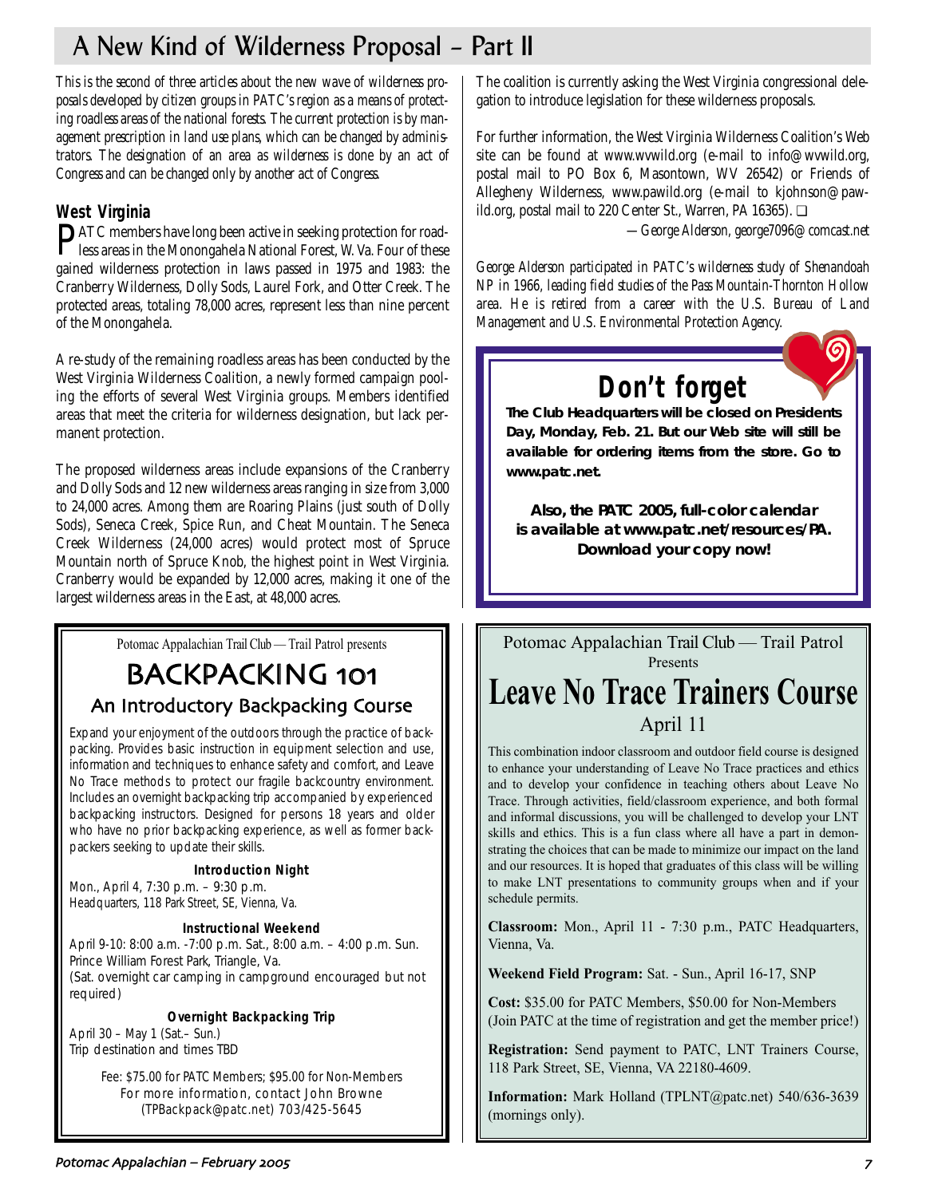# A New Kind of Wilderness Proposal – Part II

*This is the second of three articles about the new wave of wilderness proposals developed by citizen groups in PATC's region as a means of protecting roadless areas of the national forests. The current protection is by management prescription in land use plans, which can be changed by administrators. The designation of an area as wilderness is done by an act of Congress and can be changed only by another act of Congress.*

## West Virginia

PATC members have long been active in seeking protection for roadless areas in the Monongahela National Forest, W. Va. Four of these gained wilderness protection in laws passed in 1975 and 1983: the Cranberry Wilderness, Dolly Sods, Laurel Fork, and Otter Creek. The protected areas, totaling 78,000 acres, represent less than nine percent of the Monongahela.

A re-study of the remaining roadless areas has been conducted by the West Virginia Wilderness Coalition, a newly formed campaign pooling the efforts of several West Virginia groups. Members identified areas that meet the criteria for wilderness designation, but lack permanent protection.

The proposed wilderness areas include expansions of the Cranberry and Dolly Sods and 12 new wilderness areas ranging in size from 3,000 to 24,000 acres. Among them are Roaring Plains (just south of Dolly Sods), Seneca Creek, Spice Run, and Cheat Mountain. The Seneca Creek Wilderness (24,000 acres) would protect most of Spruce Mountain north of Spruce Knob, the highest point in West Virginia. Cranberry would be expanded by 12,000 acres, making it one of the largest wilderness areas in the East, at 48,000 acres.

The coalition is currently asking the West Virginia congressional delegation to introduce legislation for these wilderness proposals.

For further information, the West Virginia Wilderness Coalition's Web site can be found at www.wvwild.org (e-mail to info@wvwild.org, postal mail to PO Box 6, Masontown, WV 26542) or Friends of Allegheny Wilderness, www.pawild.org (e-mail to kjohnson@pawild.org, postal mail to 220 Center St., Warren, PA 16365). ❑

*—George Alderson, george7096@comcast.net*

*George Alderson participated in PATC's wilderness study of Shenandoah NP in 1966, leading field studies of the Pass Mountain-Thornton Hollow area. He is retired from a career with the U.S. Bureau of Land Management and U.S. Environmental Protection Agency.*

---

## Don't forget

**The Club Headquarters will be closed on Presidents Day, Monday, Feb. 21. But our Web site will still be available for ordering items from the store. Go to www.patc.net.**

**Also, the PATC 2005, full-color calendar is available at www.patc.net/resources/PA. Download your copy now!**

---

Potomac Appalachian Trail Club — Trail Patrol presents

## BACKPACKING 101

### An Introductory Backpacking Course

Expand your enjoyment of the outdoors through the practice of backpacking. Provides basic instruction in equipment selection and use, information and techniques to enhance safety and comfort, and Leave No Trace methods to protect our fragile backcountry environment. Includes an overnight backpacking trip accompanied by experienced backpacking instructors. Designed for persons 18 years and older who have no prior backpacking experience, as well as former backpackers seeking to update their skills.

**Introduction Night**

Mon., April 4, 7:30 p.m. – 9:30 p.m.
Headquarters, 118 Park Street, SE, Vienna, Va.

**Instructional Weekend**

April 9-10: 8:00 a.m. -7:00 p.m. Sat., 8:00 a.m. – 4:00 p.m. Sun.
Prince William Forest Park, Triangle, Va.
(Sat. overnight car camping in campground encouraged but not required)

**Overnight Backpacking Trip**

April 30 – May 1 (Sat.– Sun.)
Trip destination and times TBD

Fee: $75.00 for PATC Members; $95.00 for Non-Members
For more information, contact John Browne
(TPBackpack@patc.net) 703/425-5645

---

Potomac Appalachian Trail Club — Trail Patrol
Presents

## Leave No Trace Trainers Course

April 11

This combination indoor classroom and outdoor field course is designed to enhance your understanding of Leave No Trace practices and ethics and to develop your confidence in teaching others about Leave No Trace. Through activities, field/classroom experience, and both formal and informal discussions, you will be challenged to develop your LNT skills and ethics. This is a fun class where all have a part in demonstrating the choices that can be made to minimize our impact on the land and our resources. It is hoped that graduates of this class will be willing to make LNT presentations to community groups when and if your schedule permits.

**Classroom:** Mon., April 11 - 7:30 p.m., PATC Headquarters, Vienna, Va.

**Weekend Field Program:** Sat. - Sun., April 16-17, SNP

**Cost:** $35.00 for PATC Members, $50.00 for Non-Members (Join PATC at the time of registration and get the member price!)

**Registration:** Send payment to PATC, LNT Trainers Course, 118 Park Street, SE, Vienna, VA 22180-4609.

**Information:** Mark Holland (TPLNT@patc.net) 540/636-3639 (mornings only).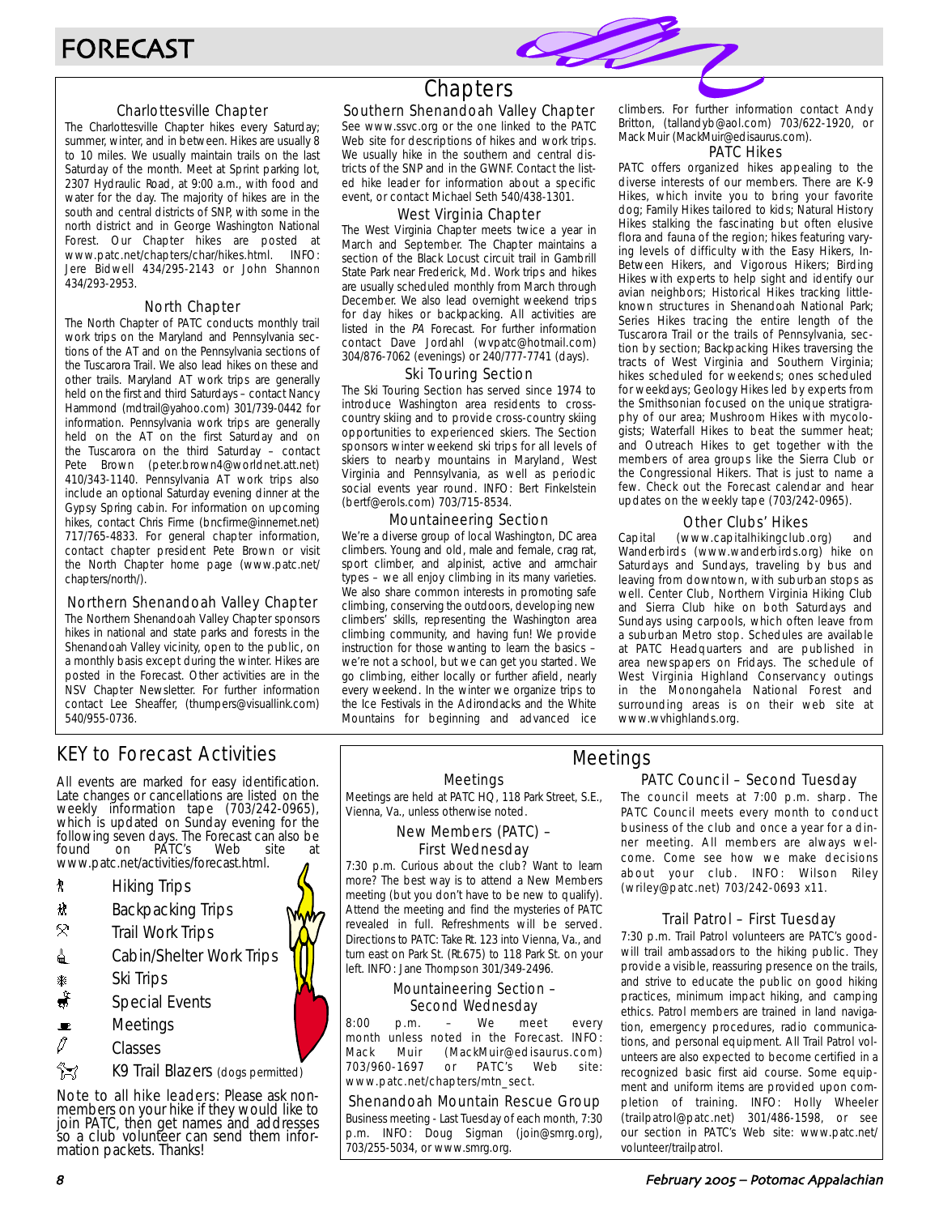# FORECAST

## Chapters

### Charlottesville Chapter

The Charlottesville Chapter hikes every Saturday; summer, winter, and in between. Hikes are usually 8 to 10 miles. We usually maintain trails on the last Saturday of the month. Meet at Sprint parking lot, 2307 Hydraulic Road, at 9:00 a.m., with food and water for the day. The majority of hikes are in the south and central districts of SNP, with some in the north district and in George Washington National Forest. Our Chapter hikes are posted at www.patc.net/chapters/char/hikes.html. INFO: Jere Bidwell 434/295-2143 or John Shannon 434/293-2953.

### North Chapter

The North Chapter of PATC conducts monthly trail work trips on the Maryland and Pennsylvania sections of the AT and on the Pennsylvania sections of the Tuscarora Trail. We also lead hikes on these and other trails. Maryland AT work trips are generally held on the first and third Saturdays – contact Nancy Hammond (mdtrail@yahoo.com) 301/739-0442 for information. Pennsylvania work trips are generally held on the AT on the first Saturday and on the Tuscarora on the third Saturday – contact Pete Brown (peter.brown4@worldnet.att.net) 410/343-1140. Pennsylvania AT work trips also include an optional Saturday evening dinner at the Gypsy Spring cabin. For information on upcoming hikes, contact Chris Firme (bncfirme@innernet.net) 717/765-4833. For general chapter information, contact chapter president Pete Brown or visit the North Chapter home page (www.patc.net/chapters/north/).

### Northern Shenandoah Valley Chapter

The Northern Shenandoah Valley Chapter sponsors hikes in national and state parks and forests in the Shenandoah Valley vicinity, open to the public, on a monthly basis except during the winter. Hikes are posted in the Forecast. Other activities are in the NSV Chapter Newsletter. For further information contact Lee Sheaffer, (thumpers@visuallink.com) 540/955-0736.

### Southern Shenandoah Valley Chapter

See www.ssvc.org or the one linked to the PATC Web site for descriptions of hikes and work trips. We usually hike in the southern and central districts of the SNP and in the GWNF. Contact the listed hike leader for information about a specific event, or contact Michael Seth 540/438-1301.

### West Virginia Chapter

The West Virginia Chapter meets twice a year in March and September. The Chapter maintains a section of the Black Locust circuit trail in Gambrill State Park near Frederick, Md. Work trips and hikes are usually scheduled monthly from March through December. We also lead overnight weekend trips for day hikes or backpacking. All activities are listed in the *PA* Forecast. For further information contact Dave Jordahl (wvpatc@hotmail.com) 304/876-7062 (evenings) or 240/777-7741 (days).

### Ski Touring Section

The Ski Touring Section has served since 1974 to introduce Washington area residents to cross-country skiing and to provide cross-country skiing opportunities to experienced skiers. The Section sponsors winter weekend ski trips for all levels of skiers to nearby mountains in Maryland, West Virginia and Pennsylvania, as well as periodic social events year round. INFO: Bert Finkelstein (bertf@erols.com) 703/715-8534.

### Mountaineering Section

We're a diverse group of local Washington, DC area climbers. Young and old, male and female, crag rat, sport climber, and alpinist, active and armchair types – we all enjoy climbing in its many varieties. We also share common interests in promoting safe climbing, conserving the outdoors, developing new climbers' skills, representing the Washington area climbing community, and having fun! We provide instruction for those wanting to learn the basics – we're not a school, but we can get you started. We go climbing, either locally or further afield, nearly every weekend. In the winter we organize trips to the Ice Festivals in the Adirondacks and the White Mountains for beginning and advanced ice climbers. For further information contact Andy Britton, (tallandyb@aol.com) 703/622-1920, or Mack Muir (MackMuir@edisaurus.com).

### PATC Hikes

PATC offers organized hikes appealing to the diverse interests of our members. There are K-9 Hikes, which invite you to bring your favorite dog; Family Hikes tailored to kids; Natural History Hikes stalking the fascinating but often elusive flora and fauna of the region; hikes featuring varying levels of difficulty with the Easy Hikers, In-Between Hikers, and Vigorous Hikers; Birding Hikes with experts to help sight and identify our avian neighbors; Historical Hikes tracking little-known structures in Shenandoah National Park; Series Hikes tracing the entire length of the Tuscarora Trail or the trails of Pennsylvania, section by section; Backpacking Hikes traversing the tracts of West Virginia and Southern Virginia; hikes scheduled for weekends; ones scheduled for weekdays; Geology Hikes led by experts from the Smithsonian focused on the unique stratigraphy of our area; Mushroom Hikes with mycologists; Waterfall Hikes to beat the summer heat; and Outreach Hikes to get together with the members of area groups like the Sierra Club or the Congressional Hikers. That is just to name a few. Check out the Forecast calendar and hear updates on the weekly tape (703/242-0965).

### Other Clubs' Hikes

Capital (www.capitalhikingclub.org) and Wanderbirds (www.wanderbirds.org) hike on Saturdays and Sundays, traveling by bus and leaving from downtown, with suburban stops as well. Center Club, Northern Virginia Hiking Club and Sierra Club hike on both Saturdays and Sundays using carpools, which often leave from a suburban Metro stop. Schedules are available at PATC Headquarters and are published in area newspapers on Fridays. The schedule of West Virginia Highland Conservancy outings in the Monongahela National Forest and surrounding areas is on their web site at www.wvhighlands.org.

## KEY to Forecast Activities

All events are marked for easy identification. Late changes or cancellations are listed on the weekly information tape (703/242-0965), which is updated on Sunday evening for the following seven days. The Forecast can also be found on PATC's Web site at www.patc.net/activities/forecast.html.

- Hiking Trips
- Backpacking Trips
- Trail Work Trips
- Cabin/Shelter Work Trips
- Ski Trips
- Special Events
- Meetings
- Classes
- K9 Trail Blazers (dogs permitted)

Note to all hike leaders: Please ask non-members on your hike if they would like to join PATC, then get names and addresses so a club volunteer can send them information packets. Thanks!

## Meetings

### Meetings

Meetings are held at PATC HQ, 118 Park Street, S.E., Vienna, Va., unless otherwise noted.

### New Members (PATC) – First Wednesday

7:30 p.m. Curious about the club? Want to learn more? The best way is to attend a New Members meeting (but you don't have to be new to qualify). Attend the meeting and find the mysteries of PATC revealed in full. Refreshments will be served. Directions to PATC: Take Rt. 123 into Vienna, Va., and turn east on Park St. (Rt.675) to 118 Park St. on your left. INFO: Jane Thompson 301/349-2496.

### Mountaineering Section – Second Wednesday

8:00 p.m. – We meet every month unless noted in the Forecast. INFO: Mack Muir (MackMuir@edisaurus.com) 703/960-1697 or PATC's Web site: www.patc.net/chapters/mtn_sect.

### Shenandoah Mountain Rescue Group

Business meeting - Last Tuesday of each month, 7:30 p.m. INFO: Doug Sigman (join@smrg.org), 703/255-5034, or www.smrg.org.

### PATC Council – Second Tuesday

The council meets at 7:00 p.m. sharp. The PATC Council meets every month to conduct business of the club and once a year for a dinner meeting. All members are always welcome. Come see how we make decisions about your club. INFO: Wilson Riley (wriley@patc.net) 703/242-0693 x11.

### Trail Patrol – First Tuesday

7:30 p.m. Trail Patrol volunteers are PATC's goodwill trail ambassadors to the hiking public. They provide a visible, reassuring presence on the trails, and strive to educate the public on good hiking practices, minimum impact hiking, and camping ethics. Patrol members are trained in land navigation, emergency procedures, radio communications, and personal equipment. All Trail Patrol volunteers are also expected to become certified in a recognized basic first aid course. Some equipment and uniform items are provided upon completion of training. INFO: Holly Wheeler (trailpatrol@patc.net) 301/486-1598, or see our section in PATC's Web site: www.patc.net/volunteer/trailpatrol.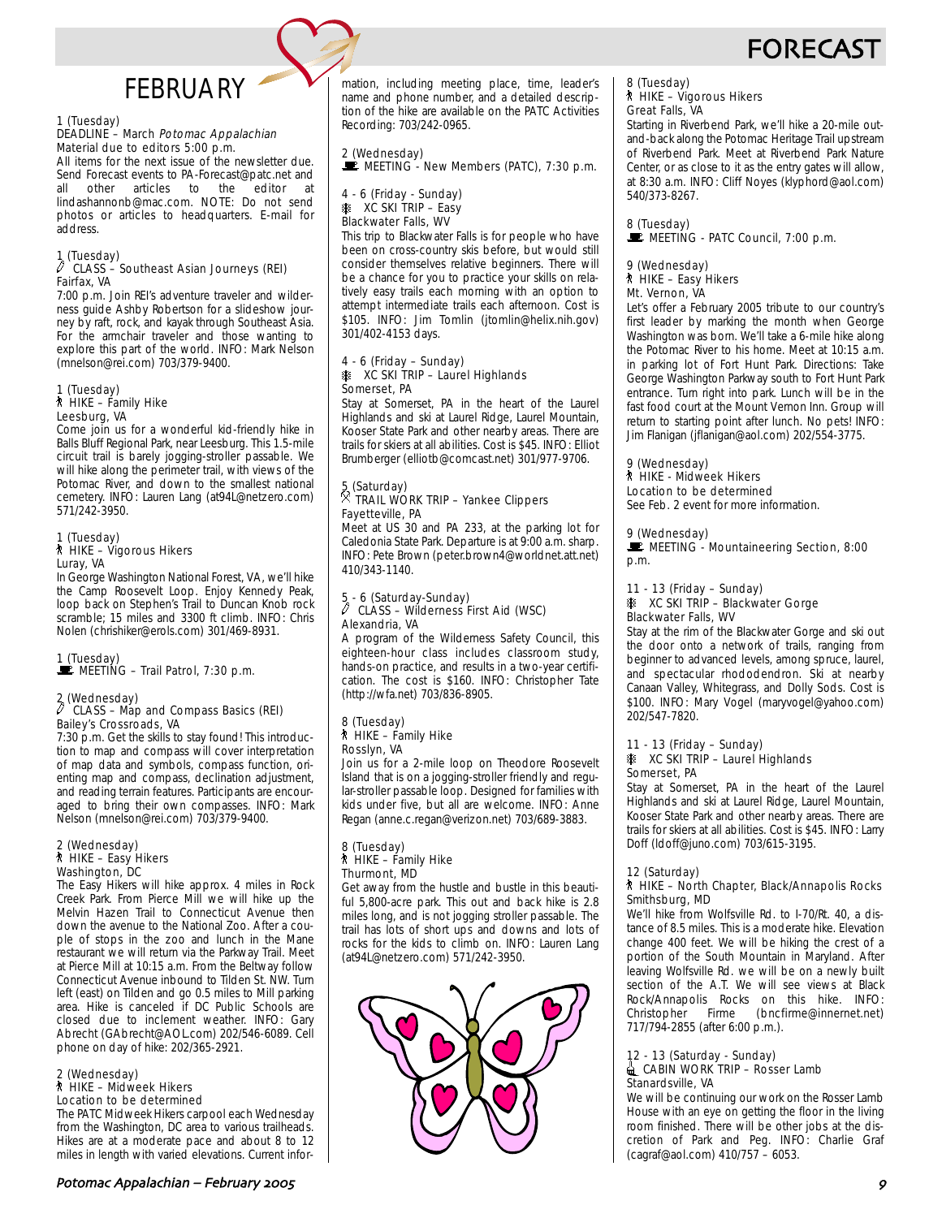# FORECAST

## FEBRUARY

1 (Tuesday)
DEADLINE – March *Potomac Appalachian*
Material due to editors 5:00 p.m.
All items for the next issue of the newsletter due. Send Forecast events to PA-Forecast@patc.net and all other articles to the editor at lindashannonb@mac.com. NOTE: Do not send photos or articles to headquarters. E-mail for address.

1 (Tuesday)
CLASS – Southeast Asian Journeys (REI)
Fairfax, VA
7:00 p.m. Join REI's adventure traveler and wilderness guide Ashby Robertson for a slideshow journey by raft, rock, and kayak through Southeast Asia. For the armchair traveler and those wanting to explore this part of the world. INFO: Mark Nelson (mnelson@rei.com) 703/379-9400.

1 (Tuesday)
HIKE – Family Hike
Leesburg, VA
Come join us for a wonderful kid-friendly hike in Balls Bluff Regional Park, near Leesburg. This 1.5-mile circuit trail is barely jogging-stroller passable. We will hike along the perimeter trail, with views of the Potomac River, and down to the smallest national cemetery. INFO: Lauren Lang (at94L@netzero.com) 571/242-3950.

1 (Tuesday)
HIKE – Vigorous Hikers
Luray, VA
In George Washington National Forest, VA, we'll hike the Camp Roosevelt Loop. Enjoy Kennedy Peak, loop back on Stephen's Trail to Duncan Knob rock scramble; 15 miles and 3300 ft climb. INFO: Chris Nolen (chrishiker@erols.com) 301/469-8931.

1 (Tuesday)
MEETING – Trail Patrol, 7:30 p.m.

2 (Wednesday)
CLASS – Map and Compass Basics (REI)
Bailey's Crossroads, VA
7:30 p.m. Get the skills to stay found! This introduction to map and compass will cover interpretation of map data and symbols, compass function, orienting map and compass, declination adjustment, and reading terrain features. Participants are encouraged to bring their own compasses. INFO: Mark Nelson (mnelson@rei.com) 703/379-9400.

2 (Wednesday)
HIKE – Easy Hikers
Washington, DC
The Easy Hikers will hike approx. 4 miles in Rock Creek Park. From Pierce Mill we will hike up the Melvin Hazen Trail to Connecticut Avenue then down the avenue to the National Zoo. After a couple of stops in the zoo and lunch in the Mane restaurant we will return via the Parkway Trail. Meet at Pierce Mill at 10:15 a.m. From the Beltway follow Connecticut Avenue inbound to Tilden St. NW. Turn left (east) on Tilden and go 0.5 miles to Mill parking area. Hike is canceled if DC Public Schools are closed due to inclement weather. INFO: Gary Abrecht (GAbrecht@AOL.com) 202/546-6089. Cell phone on day of hike: 202/365-2921.

2 (Wednesday)
HIKE – Midweek Hikers
Location to be determined
The PATC Midweek Hikers carpool each Wednesday from the Washington, DC area to various trailheads. Hikes are at a moderate pace and about 8 to 12 miles in length with varied elevations. Current information, including meeting place, time, leader's name and phone number, and a detailed description of the hike are available on the PATC Activities Recording: 703/242-0965.

2 (Wednesday)
MEETING - New Members (PATC), 7:30 p.m.

4 - 6 (Friday - Sunday)
XC SKI TRIP – Easy
Blackwater Falls, WV
This trip to Blackwater Falls is for people who have been on cross-country skis before, but would still consider themselves relative beginners. There will be a chance for you to practice your skills on relatively easy trails each morning with an option to attempt intermediate trails each afternoon. Cost is $105. INFO: Jim Tomlin (jtomlin@helix.nih.gov) 301/402-4153 days.

4 - 6 (Friday – Sunday)
XC SKI TRIP – Laurel Highlands
Somerset, PA
Stay at Somerset, PA in the heart of the Laurel Highlands and ski at Laurel Ridge, Laurel Mountain, Kooser State Park and other nearby areas. There are trails for skiers at all abilities. Cost is $45. INFO: Elliot Brumberger (elliotb@comcast.net) 301/977-9706.

5 (Saturday)
TRAIL WORK TRIP – Yankee Clippers
Fayetteville, PA
Meet at US 30 and PA 233, at the parking lot for Caledonia State Park. Departure is at 9:00 a.m. sharp. INFO: Pete Brown (peter.brown4@worldnet.att.net) 410/343-1140.

5 - 6 (Saturday-Sunday)
CLASS – Wilderness First Aid (WSC)
Alexandria, VA
A program of the Wilderness Safety Council, this eighteen-hour class includes classroom study, hands-on practice, and results in a two-year certification. The cost is $160. INFO: Christopher Tate (http://wfa.net) 703/836-8905.

8 (Tuesday)
HIKE – Family Hike
Rosslyn, VA
Join us for a 2-mile loop on Theodore Roosevelt Island that is on a jogging-stroller friendly and regular-stroller passable loop. Designed for families with kids under five, but all are welcome. INFO: Anne Regan (anne.c.regan@verizon.net) 703/689-3883.

8 (Tuesday)
HIKE – Family Hike
Thurmont, MD
Get away from the hustle and bustle in this beautiful 5,800-acre park. This out and back hike is 2.8 miles long, and is not jogging stroller passable. The trail has lots of short ups and downs and lots of rocks for the kids to climb on. INFO: Lauren Lang (at94L@netzero.com) 571/242-3950.

8 (Tuesday)
HIKE – Vigorous Hikers
Great Falls, VA
Starting in Riverbend Park, we'll hike a 20-mile out-and-back along the Potomac Heritage Trail upstream of Riverbend Park. Meet at Riverbend Park Nature Center, or as close to it as the entry gates will allow, at 8:30 a.m. INFO: Cliff Noyes (klyphord@aol.com) 540/373-8267.

8 (Tuesday)
MEETING - PATC Council, 7:00 p.m.

9 (Wednesday)
HIKE – Easy Hikers
Mt. Vernon, VA
Let's offer a February 2005 tribute to our country's first leader by marking the month when George Washington was born. We'll take a 6-mile hike along the Potomac River to his home. Meet at 10:15 a.m. in parking lot of Fort Hunt Park. Directions: Take George Washington Parkway south to Fort Hunt Park entrance. Turn right into park. Lunch will be in the fast food court at the Mount Vernon Inn. Group will return to starting point after lunch. No pets! INFO: Jim Flanigan (jflanigan@aol.com) 202/554-3775.

9 (Wednesday)
HIKE - Midweek Hikers
Location to be determined
See Feb. 2 event for more information.

9 (Wednesday)
MEETING - Mountaineering Section, 8:00 p.m.

11 - 13 (Friday – Sunday)
XC SKI TRIP – Blackwater Gorge
Blackwater Falls, WV
Stay at the rim of the Blackwater Gorge and ski out the door onto a network of trails, ranging from beginner to advanced levels, among spruce, laurel, and spectacular rhododendron. Ski at nearby Canaan Valley, Whitegrass, and Dolly Sods. Cost is $100. INFO: Mary Vogel (maryvogel@yahoo.com) 202/547-7820.

11 - 13 (Friday – Sunday)
XC SKI TRIP – Laurel Highlands
Somerset, PA
Stay at Somerset, PA in the heart of the Laurel Highlands and ski at Laurel Ridge, Laurel Mountain, Kooser State Park and other nearby areas. There are trails for skiers at all abilities. Cost is $45. INFO: Larry Doff (ldoff@juno.com) 703/615-3195.

12 (Saturday)
HIKE – North Chapter, Black/Annapolis Rocks
Smithsburg, MD
We'll hike from Wolfsville Rd. to I-70/Rt. 40, a distance of 8.5 miles. This is a moderate hike. Elevation change 400 feet. We will be hiking the crest of a portion of the South Mountain in Maryland. After leaving Wolfsville Rd. we will be on a newly built section of the A.T. We will see views at Black Rock/Annapolis Rocks on this hike. INFO: Christopher Firme (bncfirme@innernet.net) 717/794-2855 (after 6:00 p.m.).

12 - 13 (Saturday - Sunday)
CABIN WORK TRIP – Rosser Lamb
Stanardsville, VA
We will be continuing our work on the Rosser Lamb House with an eye on getting the floor in the living room finished. There will be other jobs at the discretion of Park and Peg. INFO: Charlie Graf (cagraf@aol.com) 410/757 – 6053.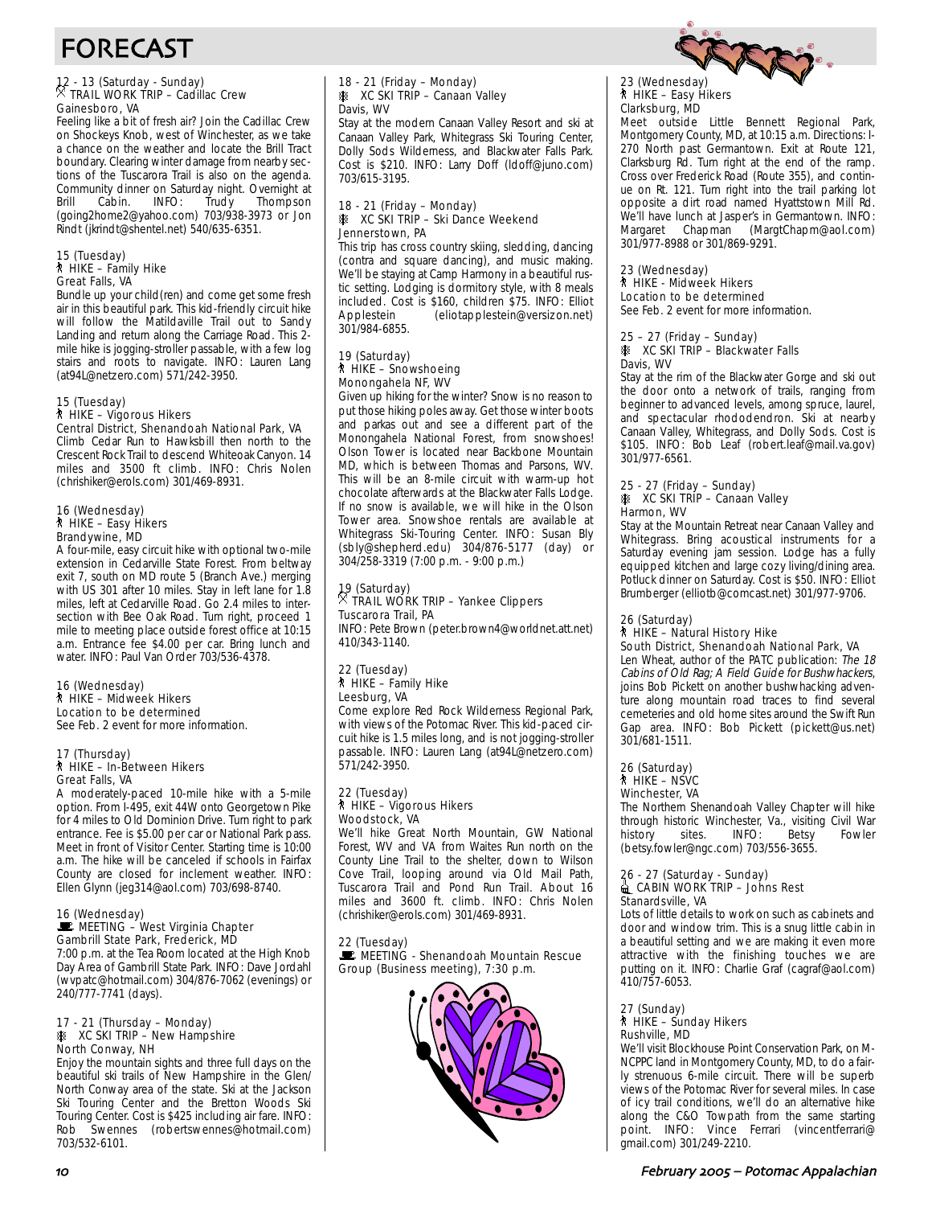# FORECAST

12 - 13 (Saturday - Sunday)
TRAIL WORK TRIP – Cadillac Crew
Gainesboro, VA

Feeling like a bit of fresh air? Join the Cadillac Crew on Shockeys Knob, west of Winchester, as we take a chance on the weather and locate the Brill Tract boundary. Clearing winter damage from nearby sections of the Tuscarora Trail is also on the agenda. Community dinner on Saturday night. Overnight at Brill Cabin. INFO: Trudy Thompson (going2home2@yahoo.com) 703/938-3973 or Jon Rindt (jkrindt@shentel.net) 540/635-6351.

15 (Tuesday)
HIKE – Family Hike
Great Falls, VA

Bundle up your child(ren) and come get some fresh air in this beautiful park. This kid-friendly circuit hike will follow the Matildaville Trail out to Sandy Landing and return along the Carriage Road. This 2-mile hike is jogging-stroller passable, with a few log stairs and roots to navigate. INFO: Lauren Lang (at94L@netzero.com) 571/242-3950.

15 (Tuesday)
HIKE – Vigorous Hikers
Central District, Shenandoah National Park, VA

Climb Cedar Run to Hawksbill then north to the Crescent Rock Trail to descend Whiteoak Canyon. 14 miles and 3500 ft climb. INFO: Chris Nolen (chrishiker@erols.com) 301/469-8931.

16 (Wednesday)
HIKE – Easy Hikers
Brandywine, MD

A four-mile, easy circuit hike with optional two-mile extension in Cedarville State Forest. From beltway exit 7, south on MD route 5 (Branch Ave.) merging with US 301 after 10 miles. Stay in left lane for 1.8 miles, left at Cedarville Road. Go 2.4 miles to intersection with Bee Oak Road. Turn right, proceed 1 mile to meeting place outside forest office at 10:15 a.m. Entrance fee $4.00 per car. Bring lunch and water. INFO: Paul Van Order 703/536-4378.

16 (Wednesday)
HIKE – Midweek Hikers
Location to be determined
See Feb. 2 event for more information.

17 (Thursday)
HIKE – In-Between Hikers
Great Falls, VA

A moderately-paced 10-mile hike with a 5-mile option. From I-495, exit 44W onto Georgetown Pike for 4 miles to Old Dominion Drive. Turn right to park entrance. Fee is $5.00 per car or National Park pass. Meet in front of Visitor Center. Starting time is 10:00 a.m. The hike will be canceled if schools in Fairfax County are closed for inclement weather. INFO: Ellen Glynn (jeg314@aol.com) 703/698-8740.

16 (Wednesday)
MEETING – West Virginia Chapter
Gambrill State Park, Frederick, MD

7:00 p.m. at the Tea Room located at the High Knob Day Area of Gambrill State Park. INFO: Dave Jordahl (wvpatc@hotmail.com) 304/876-7062 (evenings) or 240/777-7741 (days).

17 - 21 (Thursday – Monday)
XC SKI TRIP – New Hampshire
North Conway, NH

Enjoy the mountain sights and three full days on the beautiful ski trails of New Hampshire in the Glen/North Conway area of the state. Ski at the Jackson Ski Touring Center and the Bretton Woods Ski Touring Center. Cost is $425 including air fare. INFO: Rob Swennes (robertswennes@hotmail.com) 703/532-6101.

18 - 21 (Friday – Monday)
XC SKI TRIP – Canaan Valley
Davis, WV

Stay at the modern Canaan Valley Resort and ski at Canaan Valley Park, Whitegrass Ski Touring Center, Dolly Sods Wilderness, and Blackwater Falls Park. Cost is $210. INFO: Larry Doff (ldoff@juno.com) 703/615-3195.

18 - 21 (Friday – Monday)
XC SKI TRIP – Ski Dance Weekend
Jennerstown, PA

This trip has cross country skiing, sledding, dancing (contra and square dancing), and music making. We'll be staying at Camp Harmony in a beautiful rustic setting. Lodging is dormitory style, with 8 meals included. Cost is $160, children $75. INFO: Elliot Applestein (eliotapplestein@versizon.net) 301/984-6855.

19 (Saturday)
HIKE – Snowshoeing
Monongahela NF, WV

Given up hiking for the winter? Snow is no reason to put those hiking poles away. Get those winter boots and parkas out and see a different part of the Monongahela National Forest, from snowshoes! Olson Tower is located near Backbone Mountain MD, which is between Thomas and Parsons, WV. This will be an 8-mile circuit with warm-up hot chocolate afterwards at the Blackwater Falls Lodge. If no snow is available, we will hike in the Olson Tower area. Snowshoe rentals are available at Whitegrass Ski-Touring Center. INFO: Susan Bly (sbly@shepherd.edu) 304/876-5177 (day) or 304/258-3319 (7:00 p.m. - 9:00 p.m.)

19 (Saturday)
TRAIL WORK TRIP – Yankee Clippers
Tuscarora Trail, PA
INFO: Pete Brown (peter.brown4@worldnet.att.net) 410/343-1140.

22 (Tuesday)
HIKE – Family Hike
Leesburg, VA

Come explore Red Rock Wilderness Regional Park, with views of the Potomac River. This kid-paced circuit hike is 1.5 miles long, and is not jogging-stroller passable. INFO: Lauren Lang (at94L@netzero.com) 571/242-3950.

22 (Tuesday)
HIKE – Vigorous Hikers
Woodstock, VA

We'll hike Great North Mountain, GW National Forest, WV and VA from Waites Run north on the County Line Trail to the shelter, down to Wilson Cove Trail, looping around via Old Mail Path, Tuscarora Trail and Pond Run Trail. About 16 miles and 3600 ft. climb. INFO: Chris Nolen (chrishiker@erols.com) 301/469-8931.

22 (Tuesday)
MEETING - Shenandoah Mountain Rescue Group (Business meeting), 7:30 p.m.

23 (Wednesday)
HIKE – Easy Hikers
Clarksburg, MD

Meet outside Little Bennett Regional Park, Montgomery County, MD, at 10:15 a.m. Directions: I-270 North past Germantown. Exit at Route 121, Clarksburg Rd. Turn right at the end of the ramp. Cross over Frederick Road (Route 355), and continue on Rt. 121. Turn right into the trail parking lot opposite a dirt road named Hyattstown Mill Rd. We'll have lunch at Jasper's in Germantown. INFO: Margaret Chapman (MargtChapm@aol.com) 301/977-8988 or 301/869-9291.

23 (Wednesday)
HIKE - Midweek Hikers
Location to be determined
See Feb. 2 event for more information.

25 – 27 (Friday – Sunday)
XC SKI TRIP – Blackwater Falls
Davis, WV

Stay at the rim of the Blackwater Gorge and ski out the door onto a network of trails, ranging from beginner to advanced levels, among spruce, laurel, and spectacular rhododendron. Ski at nearby Canaan Valley, Whitegrass, and Dolly Sods. Cost is $105. INFO: Bob Leaf (robert.leaf@mail.va.gov) 301/977-6561.

25 - 27 (Friday – Sunday)
XC SKI TRIP – Canaan Valley
Harmon, WV

Stay at the Mountain Retreat near Canaan Valley and Whitegrass. Bring acoustical instruments for a Saturday evening jam session. Lodge has a fully equipped kitchen and large cozy living/dining area. Potluck dinner on Saturday. Cost is $50. INFO: Elliot Brumberger (elliotb@comcast.net) 301/977-9706.

26 (Saturday)
HIKE – Natural History Hike
South District, Shenandoah National Park, VA

Len Wheat, author of the PATC publication: *The 18 Cabins of Old Rag; A Field Guide for Bushwhackers*, joins Bob Pickett on another bushwhacking adventure along mountain road traces to find several cemeteries and old home sites around the Swift Run Gap area. INFO: Bob Pickett (pickett@us.net) 301/681-1511.

26 (Saturday)
HIKE – NSVC
Winchester, VA

The Northern Shenandoah Valley Chapter will hike through historic Winchester, Va., visiting Civil War history sites. INFO: Betsy Fowler (betsy.fowler@ngc.com) 703/556-3655.

26 - 27 (Saturday - Sunday)
CABIN WORK TRIP – Johns Rest
Stanardsville, VA

Lots of little details to work on such as cabinets and door and window trim. This is a snug little cabin in a beautiful setting and we are making it even more attractive with the finishing touches we are putting on it. INFO: Charlie Graf (cagraf@aol.com) 410/757-6053.

27 (Sunday)
HIKE – Sunday Hikers
Rushville, MD

We'll visit Blockhouse Point Conservation Park, on M-NCPPC land in Montgomery County, MD, to do a fairly strenuous 6-mile circuit. There will be superb views of the Potomac River for several miles. In case of icy trail conditions, we'll do an alternative hike along the C&O Towpath from the same starting point. INFO: Vince Ferrari (vincentferrari@gmail.com) 301/249-2210.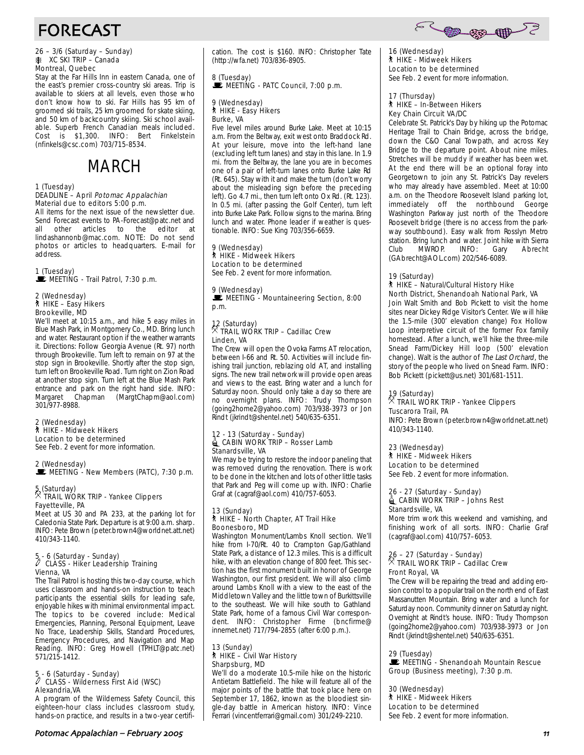# FORECAST

26 – 3/6 (Saturday – Sunday)
XC SKI TRIP – Canada
Montreal, Quebec
Stay at the Far Hills Inn in eastern Canada, one of the east's premier cross-country ski areas. Trip is available to skiers at all levels, even those who don't know how to ski. Far Hills has 95 km of groomed ski trails, 25 km groomed for skate skiing, and 50 km of backcountry skiing. Ski school available. Superb French Canadian meals included. Cost is $1,300. INFO: Bert Finkelstein (nfinkels@csc.com) 703/715-8534.

# MARCH

1 (Tuesday)
DEADLINE – April *Potomac Appalachian*
Material due to editors 5:00 p.m.
All items for the next issue of the newsletter due. Send Forecast events to PA-Forecast@patc.net and all other articles to the editor at lindashannonb@mac.com. NOTE: Do not send photos or articles to headquarters. E-mail for address.

1 (Tuesday)
MEETING - Trail Patrol, 7:30 p.m.

2 (Wednesday)
HIKE – Easy Hikers
Brookeville, MD
We'll meet at 10:15 a.m., and hike 5 easy miles in Blue Mash Park, in Montgomery Co., MD. Bring lunch and water. Restaurant option if the weather warrants it. Directions: Follow Georgia Avenue (Rt. 97) north through Brookeville. Turn left to remain on 97 at the stop sign in Brookeville. Shortly after the stop sign, turn left on Brookeville Road. Turn right on Zion Road at another stop sign. Turn left at the Blue Mash Park entrance and park on the right hand side. INFO: Margaret Chapman (MargtChapm@aol.com) 301/977-8988.

2 (Wednesday)
HIKE - Midweek Hikers
Location to be determined
See Feb. 2 event for more information.

2 (Wednesday)
MEETING - New Members (PATC), 7:30 p.m.

5 (Saturday)
TRAIL WORK TRIP - Yankee Clippers
Fayetteville, PA
Meet at US 30 and PA 233, at the parking lot for Caledonia State Park. Departure is at 9:00 a.m. sharp. INFO: Pete Brown (peter.brown4@worldnet.att.net) 410/343-1140.

5 - 6 (Saturday - Sunday)
CLASS - Hiker Leadership Training
Vienna, VA
The Trail Patrol is hosting this two-day course, which uses classroom and hands-on instruction to teach participants the essential skills for leading safe, enjoyable hikes with minimal environmental impact. The topics to be covered include: Medical Emergencies, Planning, Personal Equipment, Leave No Trace, Leadership Skills, Standard Procedures, Emergency Procedures, and Navigation and Map Reading. INFO: Greg Howell (TPHLT@patc.net) 571/215-1412.

5 - 6 (Saturday - Sunday)
CLASS - Wilderness First Aid (WSC)
Alexandria,VA
A program of the Wilderness Safety Council, this eighteen-hour class includes classroom study, hands-on practice, and results in a two-year certification. The cost is $160. INFO: Christopher Tate (http://wfa.net) 703/836-8905.

8 (Tuesday)
MEETING - PATC Council, 7:00 p.m.

9 (Wednesday)
HIKE - Easy Hikers
Burke, VA
Five level miles around Burke Lake. Meet at 10:15 a.m. From the Beltway, exit west onto Braddock Rd. At your leisure, move into the left-hand lane (excluding left turn lanes) and stay in this lane. In 1.9 mi. from the Beltway, the lane you are in becomes one of a pair of left-turn lanes onto Burke Lake Rd (Rt. 645). Stay with it and make the turn (don't worry about the misleading sign before the preceding left). Go 4.7 mi., then turn left onto Ox Rd. (Rt. 123). In 0.5 mi. (after passing the Golf Center), turn left into Burke Lake Park. Follow signs to the marina. Bring lunch and water. Phone leader if weather is questionable. INFO: Sue King 703/356-6659.

9 (Wednesday)
HIKE - Midweek Hikers
Location to be determined
See Feb. 2 event for more information.

9 (Wednesday)
MEETING - Mountaineering Section, 8:00 p.m.

12 (Saturday)
TRAIL WORK TRIP – Cadillac Crew
Linden, VA
The Crew will open the Ovoka Farms AT relocation, between I-66 and Rt. 50. Activities will include finishing trail junction, reblazing old AT, and installing signs. The new trail network will provide open areas and views to the east. Bring water and a lunch for Saturday noon. Should only take a day so there are no overnight plans. INFO: Trudy Thompson (going2home2@yahoo.com) 703/938-3973 or Jon Rindt (jkrindt@shentel.net) 540/635-6351.

12 - 13 (Saturday - Sunday)
CABIN WORK TRIP – Rosser Lamb
Stanardsville, VA
We may be trying to restore the indoor paneling that was removed during the renovation. There is work to be done in the kitchen and lots of other little tasks that Park and Peg will come up with. INFO: Charlie Graf at (cagraf@aol.com) 410/757-6053.

13 (Sunday)
HIKE – North Chapter, AT Trail Hike
Boonesboro, MD
Washington Monument/Lambs Knoll section. We'll hike from I-70/Rt. 40 to Crampton Gap/Gathland State Park, a distance of 12.3 miles. This is a difficult hike, with an elevation change of 800 feet. This section has the first monument built in honor of George Washington, our first president. We will also climb around Lambs Knoll with a view to the east of the Middletown Valley and the little town of Burkittsville to the southeast. We will hike south to Gathland State Park, home of a famous Civil War correspondent. INFO: Christopher Firme (bncfirme@innernet.net) 717/794-2855 (after 6:00 p.m.).

13 (Sunday)
HIKE – Civil War History
Sharpsburg, MD
We'll do a moderate 10.5-mile hike on the historic Antietam Battlefield. The hike will feature all of the major points of the battle that took place here on September 17, 1862, known as the bloodiest single-day battle in American history. INFO: Vince Ferrari (vincentferrari@gmail.com) 301/249-2210.

16 (Wednesday)
HIKE - Midweek Hikers
Location to be determined
See Feb. 2 event for more information.

17 (Thursday)
HIKE – In-Between Hikers
Key Chain Circuit VA/DC
Celebrate St. Patrick's Day by hiking up the Potomac Heritage Trail to Chain Bridge, across the bridge, down the C&O Canal Towpath, and across Key Bridge to the departure point. About nine miles. Stretches will be muddy if weather has been wet. At the end there will be an optional foray into Georgetown to join any St. Patrick's Day revelers who may already have assembled. Meet at 10:00 a.m. on the Theodore Roosevelt Island parking lot, immediately off the northbound George Washington Parkway just north of the Theodore Roosevelt bridge (there is no access from the parkway southbound). Easy walk from Rosslyn Metro station. Bring lunch and water. Joint hike with Sierra Club MWROP. INFO: Gary Abrecht (GAbrecht@AOL.com) 202/546-6089.

19 (Saturday)
HIKE – Natural/Cultural History Hike
North District, Shenandoah National Park, VA
Join Walt Smith and Bob Pickett to visit the home sites near Dickey Ridge Visitor's Center. We will hike the 1.5-mile (300' elevation change) Fox Hollow Loop interpretive circuit of the former Fox family homestead. After a lunch, we'll hike the three-mile Snead Farm/Dickey Hill loop (500' elevation change). Walt is the author of *The Last Orchard*, the story of the people who lived on Snead Farm. INFO: Bob Pickett (pickett@us.net) 301/681-1511.

19 (Saturday)
TRAIL WORK TRIP - Yankee Clippers
Tuscarora Trail, PA
INFO: Pete Brown (peter.brown4@worldnet.att.net) 410/343-1140.

23 (Wednesday)
HIKE - Midweek Hikers
Location to be determined
See Feb. 2 event for more information.

26 - 27 (Saturday - Sunday)
CABIN WORK TRIP – Johns Rest
Stanardsville, VA
More trim work this weekend and varnishing, and finishing work of all sorts. INFO: Charlie Graf (cagraf@aol.com) 410/757–6053.

26 – 27 (Saturday - Sunday)
TRAIL WORK TRIP – Cadillac Crew
Front Royal, VA
The Crew will be repairing the tread and adding erosion control to a popular trail on the north end of East Massanutten Mountain. Bring water and a lunch for Saturday noon. Community dinner on Saturday night. Overnight at Rindt's house. INFO: Trudy Thompson (going2home2@yahoo.com) 703/938-3973 or Jon Rindt (jkrindt@shentel.net) 540/635-6351.

29 (Tuesday)
MEETING - Shenandoah Mountain Rescue Group (Business meeting), 7:30 p.m.

30 (Wednesday)
HIKE - Midweek Hikers
Location to be determined
See Feb. 2 event for more information.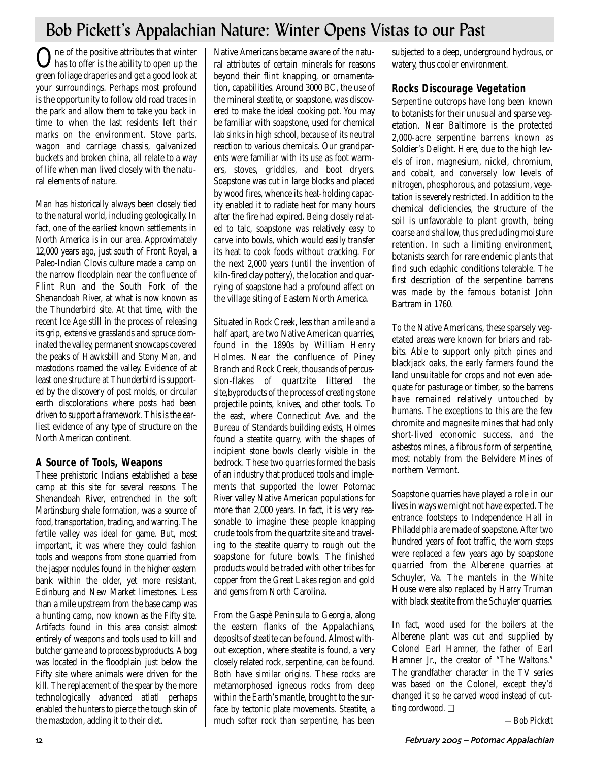# Bob Pickett's Appalachian Nature: Winter Opens Vistas to our Past

One of the positive attributes that winter has to offer is the ability to open up the green foliage draperies and get a good look at your surroundings. Perhaps most profound is the opportunity to follow old road traces in the park and allow them to take you back in time to when the last residents left their marks on the environment. Stove parts, wagon and carriage chassis, galvanized buckets and broken china, all relate to a way of life when man lived closely with the natural elements of nature.

Man has historically always been closely tied to the natural world, including geologically. In fact, one of the earliest known settlements in North America is in our area. Approximately 12,000 years ago, just south of Front Royal, a Paleo-Indian Clovis culture made a camp on the narrow floodplain near the confluence of Flint Run and the South Fork of the Shenandoah River, at what is now known as the Thunderbird site. At that time, with the recent Ice Age still in the process of releasing its grip, extensive grasslands and spruce dominated the valley, permanent snowcaps covered the peaks of Hawksbill and Stony Man, and mastodons roamed the valley. Evidence of at least one structure at Thunderbird is supported by the discovery of post molds, or circular earth discolorations where posts had been driven to support a framework. This is the earliest evidence of any type of structure on the North American continent.

## A Source of Tools, Weapons

These prehistoric Indians established a base camp at this site for several reasons. The Shenandoah River, entrenched in the soft Martinsburg shale formation, was a source of food, transportation, trading, and warring. The fertile valley was ideal for game. But, most important, it was where they could fashion tools and weapons from stone quarried from the jasper nodules found in the higher eastern bank within the older, yet more resistant, Edinburg and New Market limestones. Less than a mile upstream from the base camp was a hunting camp, now known as the Fifty site. Artifacts found in this area consist almost entirely of weapons and tools used to kill and butcher game and to process byproducts. A bog was located in the floodplain just below the Fifty site where animals were driven for the kill. The replacement of the spear by the more technologically advanced atlatl perhaps enabled the hunters to pierce the tough skin of the mastodon, adding it to their diet.

Native Americans became aware of the natural attributes of certain minerals for reasons beyond their flint knapping, or ornamentation, capabilities. Around 3000 BC, the use of the mineral steatite, or soapstone, was discovered to make the ideal cooking pot. You may be familiar with soapstone, used for chemical lab sinks in high school, because of its neutral reaction to various chemicals. Our grandparents were familiar with its use as foot warmers, stoves, griddles, and boot dryers. Soapstone was cut in large blocks and placed by wood fires, whence its heat-holding capacity enabled it to radiate heat for many hours after the fire had expired. Being closely related to talc, soapstone was relatively easy to carve into bowls, which would easily transfer its heat to cook foods without cracking. For the next 2,000 years (until the invention of kiln-fired clay pottery), the location and quarrying of soapstone had a profound affect on the village siting of Eastern North America.

Situated in Rock Creek, less than a mile and a half apart, are two Native American quarries, found in the 1890s by William Henry Holmes. Near the confluence of Piney Branch and Rock Creek, thousands of percussion-flakes of quartzite littered the site,byproducts of the process of creating stone projectile points, knives, and other tools. To the east, where Connecticut Ave. and the Bureau of Standards building exists, Holmes found a steatite quarry, with the shapes of incipient stone bowls clearly visible in the bedrock. These two quarries formed the basis of an industry that produced tools and implements that supported the lower Potomac River valley Native American populations for more than 2,000 years. In fact, it is very reasonable to imagine these people knapping crude tools from the quartzite site and traveling to the steatite quarry to rough out the soapstone for future bowls. The finished products would be traded with other tribes for copper from the Great Lakes region and gold and gems from North Carolina.

From the Gaspè Peninsula to Georgia, along the eastern flanks of the Appalachians, deposits of steatite can be found. Almost without exception, where steatite is found, a very closely related rock, serpentine, can be found. Both have similar origins. These rocks are metamorphosed igneous rocks from deep within the Earth's mantle, brought to the surface by tectonic plate movements. Steatite, a much softer rock than serpentine, has been subjected to a deep, underground hydrous, or watery, thus cooler environment.

## Rocks Discourage Vegetation

Serpentine outcrops have long been known to botanists for their unusual and sparse vegetation. Near Baltimore is the protected 2,000-acre serpentine barrens known as Soldier's Delight. Here, due to the high levels of iron, magnesium, nickel, chromium, and cobalt, and conversely low levels of nitrogen, phosphorous, and potassium, vegetation is severely restricted. In addition to the chemical deficiencies, the structure of the soil is unfavorable to plant growth, being coarse and shallow, thus precluding moisture retention. In such a limiting environment, botanists search for rare endemic plants that find such edaphic conditions tolerable. The first description of the serpentine barrens was made by the famous botanist John Bartram in 1760.

To the Native Americans, these sparsely vegetated areas were known for briars and rabbits. Able to support only pitch pines and blackjack oaks, the early farmers found the land unsuitable for crops and not even adequate for pasturage or timber, so the barrens have remained relatively untouched by humans. The exceptions to this are the few chromite and magnesite mines that had only short-lived economic success, and the asbestos mines, a fibrous form of serpentine, most notably from the Belvidere Mines of northern Vermont.

Soapstone quarries have played a role in our lives in ways we might not have expected. The entrance footsteps to Independence Hall in Philadelphia are made of soapstone. After two hundred years of foot traffic, the worn steps were replaced a few years ago by soapstone quarried from the Alberene quarries at Schuyler, Va. The mantels in the White House were also replaced by Harry Truman with black steatite from the Schuyler quarries.

In fact, wood used for the boilers at the Alberene plant was cut and supplied by Colonel Earl Hamner, the father of Earl Hamner Jr., the creator of "The Waltons." The grandfather character in the TV series was based on the Colonel, except they'd changed it so he carved wood instead of cutting cordwood. ❑

*—Bob Pickett*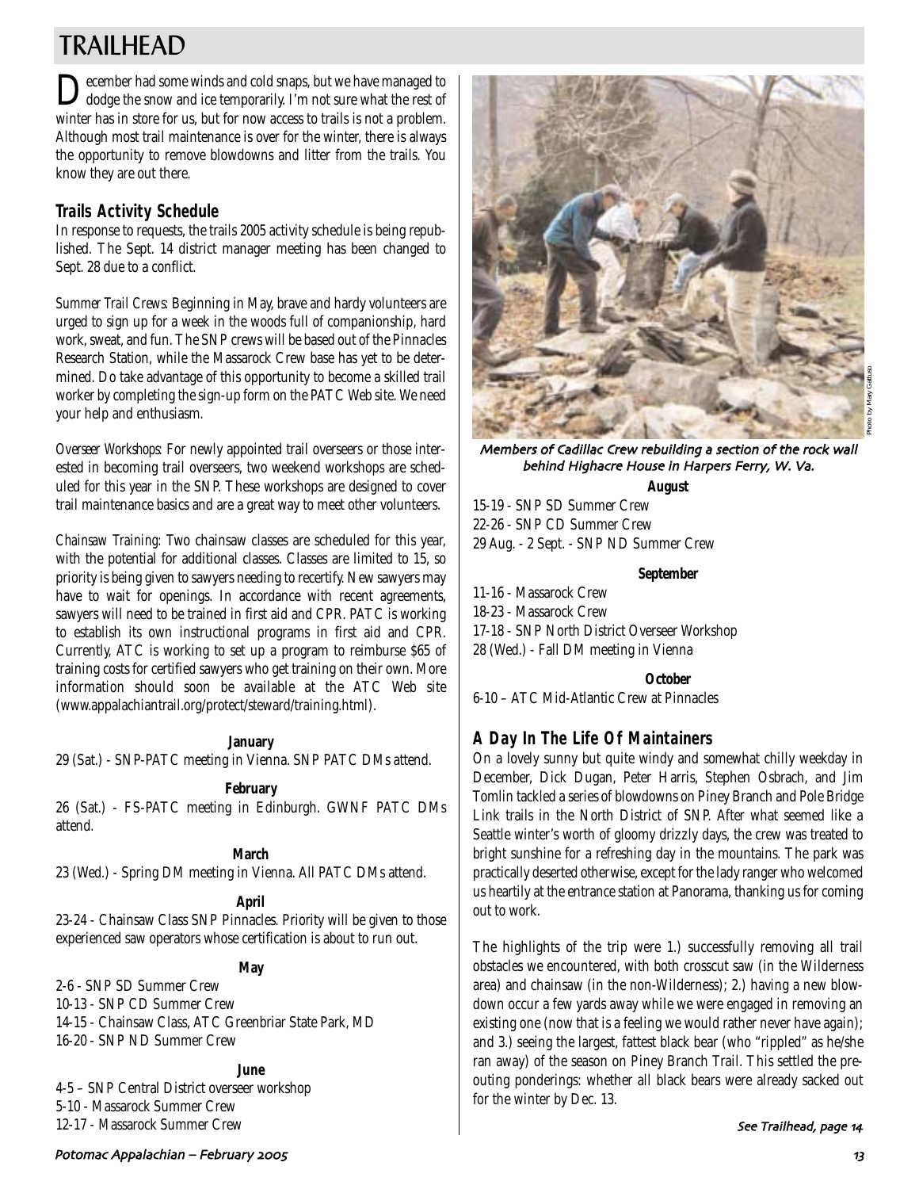# TRAILHEAD

December had some winds and cold snaps, but we have managed to dodge the snow and ice temporarily. I'm not sure what the rest of winter has in store for us, but for now access to trails is not a problem. Although most trail maintenance is over for the winter, there is always the opportunity to remove blowdowns and litter from the trails. You know they are out there.

## Trails Activity Schedule

In response to requests, the trails 2005 activity schedule is being republished. The Sept. 14 district manager meeting has been changed to Sept. 28 due to a conflict.

*Summer Trail Crews*: Beginning in May, brave and hardy volunteers are urged to sign up for a week in the woods full of companionship, hard work, sweat, and fun. The SNP crews will be based out of the Pinnacles Research Station, while the Massarock Crew base has yet to be determined. Do take advantage of this opportunity to become a skilled trail worker by completing the sign-up form on the PATC Web site. We need your help and enthusiasm.

*Overseer Workshops*: For newly appointed trail overseers or those interested in becoming trail overseers, two weekend workshops are scheduled for this year in the SNP. These workshops are designed to cover trail maintenance basics and are a great way to meet other volunteers.

*Chainsaw Training*: Two chainsaw classes are scheduled for this year, with the potential for additional classes. Classes are limited to 15, so priority is being given to sawyers needing to recertify. New sawyers may have to wait for openings. In accordance with recent agreements, sawyers will need to be trained in first aid and CPR. PATC is working to establish its own instructional programs in first aid and CPR. Currently, ATC is working to set up a program to reimburse $65 of training costs for certified sawyers who get training on their own. More information should soon be available at the ATC Web site (www.appalachiantrail.org/protect/steward/training.html).

**January**

29 (Sat.) - SNP-PATC meeting in Vienna. SNP PATC DMs attend.

**February**

26 (Sat.) - FS-PATC meeting in Edinburgh. GWNF PATC DMs attend.

**March**

23 (Wed.) - Spring DM meeting in Vienna. All PATC DMs attend.

**April**

23-24 - Chainsaw Class SNP Pinnacles. Priority will be given to those experienced saw operators whose certification is about to run out.

**May**

2-6 - SNP SD Summer Crew
10-13 - SNP CD Summer Crew
14-15 - Chainsaw Class, ATC Greenbriar State Park, MD
16-20 - SNP ND Summer Crew

**June**

4-5 – SNP Central District overseer workshop
5-10 - Massarock Summer Crew
12-17 - Massarock Summer Crew

*Members of Cadillac Crew rebuilding a section of the rock wall behind Highacre House in Harpers Ferry, W. Va.*

Photo by Mary Gattuso

**August**

15-19 - SNP SD Summer Crew
22-26 - SNP CD Summer Crew
29 Aug. - 2 Sept. - SNP ND Summer Crew

**September**

11-16 - Massarock Crew
18-23 - Massarock Crew
17-18 - SNP North District Overseer Workshop
28 (Wed.) - Fall DM meeting in Vienna

**October**

6-10 – ATC Mid-Atlantic Crew at Pinnacles

## A Day In The Life Of Maintainers

On a lovely sunny but quite windy and somewhat chilly weekday in December, Dick Dugan, Peter Harris, Stephen Osbrach, and Jim Tomlin tackled a series of blowdowns on Piney Branch and Pole Bridge Link trails in the North District of SNP. After what seemed like a Seattle winter's worth of gloomy drizzly days, the crew was treated to bright sunshine for a refreshing day in the mountains. The park was practically deserted otherwise, except for the lady ranger who welcomed us heartily at the entrance station at Panorama, thanking us for coming out to work.

The highlights of the trip were 1.) successfully removing all trail obstacles we encountered, with both crosscut saw (in the Wilderness area) and chainsaw (in the non-Wilderness); 2.) having a new blowdown occur a few yards away while we were engaged in removing an existing one (now that is a feeling we would rather never have again); and 3.) seeing the largest, fattest black bear (who "rippled" as he/she ran away) of the season on Piney Branch Trail. This settled the pre-outing ponderings: whether all black bears were already sacked out for the winter by Dec. 13.

*See Trailhead, page 14*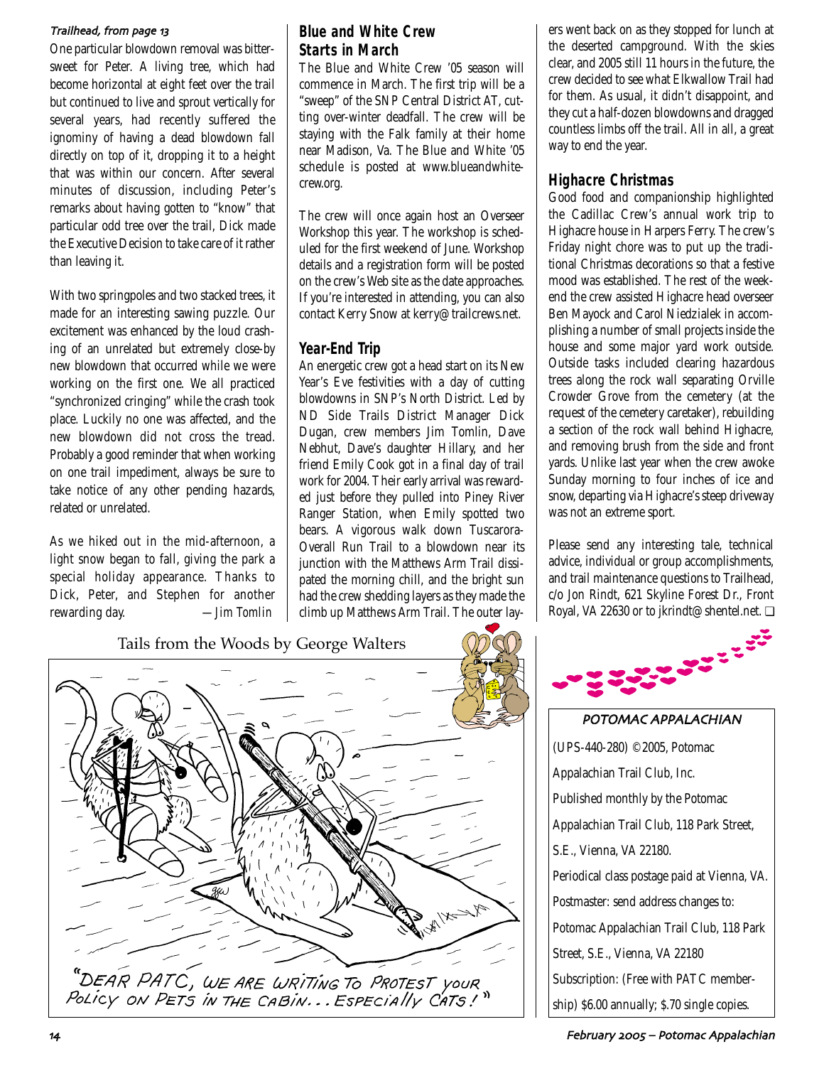*Trailhead, from page 13*

One particular blowdown removal was bittersweet for Peter. A living tree, which had become horizontal at eight feet over the trail but continued to live and sprout vertically for several years, had recently suffered the ignominy of having a dead blowdown fall directly on top of it, dropping it to a height that was within our concern. After several minutes of discussion, including Peter's remarks about having gotten to "know" that particular odd tree over the trail, Dick made the Executive Decision to take care of it rather than leaving it.

With two springpoles and two stacked trees, it made for an interesting sawing puzzle. Our excitement was enhanced by the loud crashing of an unrelated but extremely close-by new blowdown that occurred while we were working on the first one. We all practiced "synchronized cringing" while the crash took place. Luckily no one was affected, and the new blowdown did not cross the tread. Probably a good reminder that when working on one trail impediment, always be sure to take notice of any other pending hazards, related or unrelated.

As we hiked out in the mid-afternoon, a light snow began to fall, giving the park a special holiday appearance. Thanks to Dick, Peter, and Stephen for another rewarding day. —*Jim Tomlin*

## Blue and White Crew Starts in March

The Blue and White Crew '05 season will commence in March. The first trip will be a "sweep" of the SNP Central District AT, cutting over-winter deadfall. The crew will be staying with the Falk family at their home near Madison, Va. The Blue and White '05 schedule is posted at www.blueandwhitecrew.org.

The crew will once again host an Overseer Workshop this year. The workshop is scheduled for the first weekend of June. Workshop details and a registration form will be posted on the crew's Web site as the date approaches. If you're interested in attending, you can also contact Kerry Snow at kerry@trailcrews.net.

## Year-End Trip

An energetic crew got a head start on its New Year's Eve festivities with a day of cutting blowdowns in SNP's North District. Led by ND Side Trails District Manager Dick Dugan, crew members Jim Tomlin, Dave Nebhut, Dave's daughter Hillary, and her friend Emily Cook got in a final day of trail work for 2004. Their early arrival was rewarded just before they pulled into Piney River Ranger Station, when Emily spotted two bears. A vigorous walk down Tuscarora-Overall Run Trail to a blowdown near its junction with the Matthews Arm Trail dissipated the morning chill, and the bright sun had the crew shedding layers as they made the climb up Matthews Arm Trail. The outer layers went back on as they stopped for lunch at the deserted campground. With the skies clear, and 2005 still 11 hours in the future, the crew decided to see what Elkwallow Trail had for them. As usual, it didn't disappoint, and they cut a half-dozen blowdowns and dragged countless limbs off the trail. All in all, a great way to end the year.

## Highacre Christmas

Good food and companionship highlighted the Cadillac Crew's annual work trip to Highacre house in Harpers Ferry. The crew's Friday night chore was to put up the traditional Christmas decorations so that a festive mood was established. The rest of the weekend the crew assisted Highacre head overseer Ben Mayock and Carol Niedzialek in accomplishing a number of small projects inside the house and some major yard work outside. Outside tasks included clearing hazardous trees along the rock wall separating Orville Crowder Grove from the cemetery (at the request of the cemetery caretaker), rebuilding a section of the rock wall behind Highacre, and removing brush from the side and front yards. Unlike last year when the crew awoke Sunday morning to four inches of ice and snow, departing via Highacre's steep driveway was not an extreme sport.

Please send any interesting tale, technical advice, individual or group accomplishments, and trail maintenance questions to Trailhead, c/o Jon Rindt, 621 Skyline Forest Dr., Front Royal, VA 22630 or to jkrindt@shentel.net. ❑

Tails from the Woods by George Walters

"DEAR PATC, WE ARE WRITING TO PROTEST YOUR POLICY ON PETS IN THE CABIN... ESPECIALLY CATS!"

**POTOMAC APPALACHIAN**

(UPS-440-280) ©2005, Potomac Appalachian Trail Club, Inc.

Published monthly by the Potomac Appalachian Trail Club, 118 Park Street, S.E., Vienna, VA 22180.

Periodical class postage paid at Vienna, VA.

Postmaster: send address changes to: Potomac Appalachian Trail Club, 118 Park Street, S.E., Vienna, VA 22180

Subscription: (Free with PATC membership) $6.00 annually; $.70 single copies.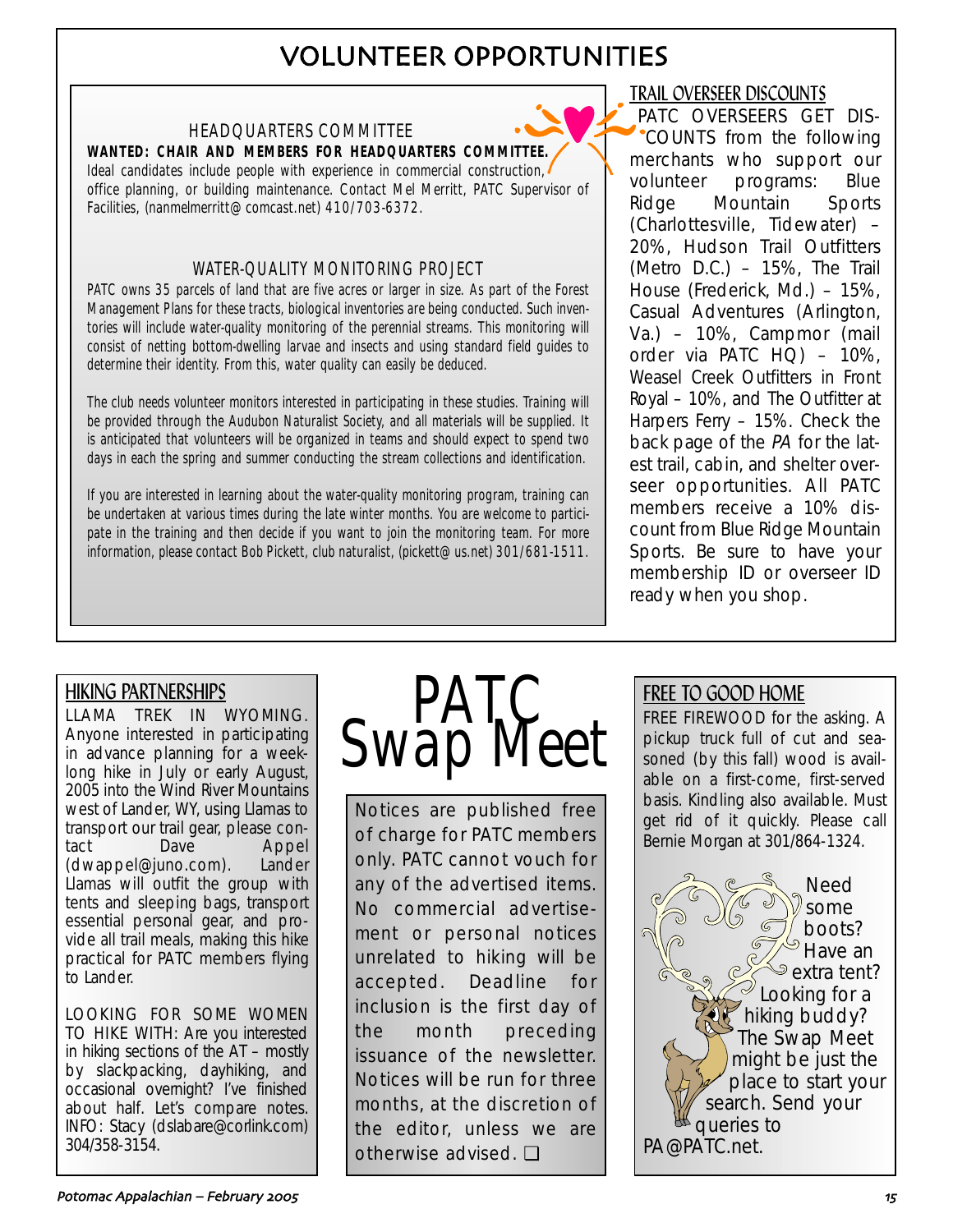# VOLUNTEER OPPORTUNITIES

### HEADQUARTERS COMMITTEE

**WANTED: CHAIR AND MEMBERS FOR HEADQUARTERS COMMITTEE.** Ideal candidates include people with experience in commercial construction, office planning, or building maintenance. Contact Mel Merritt, PATC Supervisor of Facilities, (nanmelmerritt@comcast.net) 410/703-6372.

### WATER-QUALITY MONITORING PROJECT

PATC owns 35 parcels of land that are five acres or larger in size. As part of the Forest Management Plans for these tracts, biological inventories are being conducted. Such inventories will include water-quality monitoring of the perennial streams. This monitoring will consist of netting bottom-dwelling larvae and insects and using standard field guides to determine their identity. From this, water quality can easily be deduced.

The club needs volunteer monitors interested in participating in these studies. Training will be provided through the Audubon Naturalist Society, and all materials will be supplied. It is anticipated that volunteers will be organized in teams and should expect to spend two days in each the spring and summer conducting the stream collections and identification.

If you are interested in learning about the water-quality monitoring program, training can be undertaken at various times during the late winter months. You are welcome to participate in the training and then decide if you want to join the monitoring team. For more information, please contact Bob Pickett, club naturalist, (pickett@us.net) 301/681-1511.

### TRAIL OVERSEER DISCOUNTS

PATC OVERSEERS GET DISCOUNTS from the following merchants who support our volunteer programs: Blue Ridge Mountain Sports (Charlottesville, Tidewater) – 20%, Hudson Trail Outfitters (Metro D.C.) – 15%, The Trail House (Frederick, Md.) – 15%, Casual Adventures (Arlington, Va.) – 10%, Campmor (mail order via PATC HQ) – 10%, Weasel Creek Outfitters in Front Royal – 10%, and The Outfitter at Harpers Ferry – 15%. Check the back page of the *PA* for the latest trail, cabin, and shelter overseer opportunities. All PATC members receive a 10% discount from Blue Ridge Mountain Sports. Be sure to have your membership ID or overseer ID ready when you shop.

# PATC Swap Meet

Notices are published free of charge for PATC members only. PATC cannot vouch for any of the advertised items. No commercial advertisement or personal notices unrelated to hiking will be accepted. Deadline for inclusion is the first day of the month preceding issuance of the newsletter. Notices will be run for three months, at the discretion of the editor, unless we are otherwise advised. ❑

### HIKING PARTNERSHIPS

LLAMA TREK IN WYOMING. Anyone interested in participating in advance planning for a weeklong hike in July or early August, 2005 into the Wind River Mountains west of Lander, WY, using Llamas to transport our trail gear, please contact Dave Appel (dwappel@juno.com). Lander Llamas will outfit the group with tents and sleeping bags, transport essential personal gear, and provide all trail meals, making this hike practical for PATC members flying to Lander.

LOOKING FOR SOME WOMEN TO HIKE WITH: Are you interested in hiking sections of the AT – mostly by slackpacking, dayhiking, and occasional overnight? I've finished about half. Let's compare notes. INFO: Stacy (dslabare@corlink.com) 304/358-3154.

### FREE TO GOOD HOME

FREE FIREWOOD for the asking. A pickup truck full of cut and seasoned (by this fall) wood is available on a first-come, first-served basis. Kindling also available. Must get rid of it quickly. Please call Bernie Morgan at 301/864-1324.

Need some boots? Have an extra tent? Looking for a hiking buddy? The Swap Meet might be just the place to start your search. Send your queries to PA@PATC.net.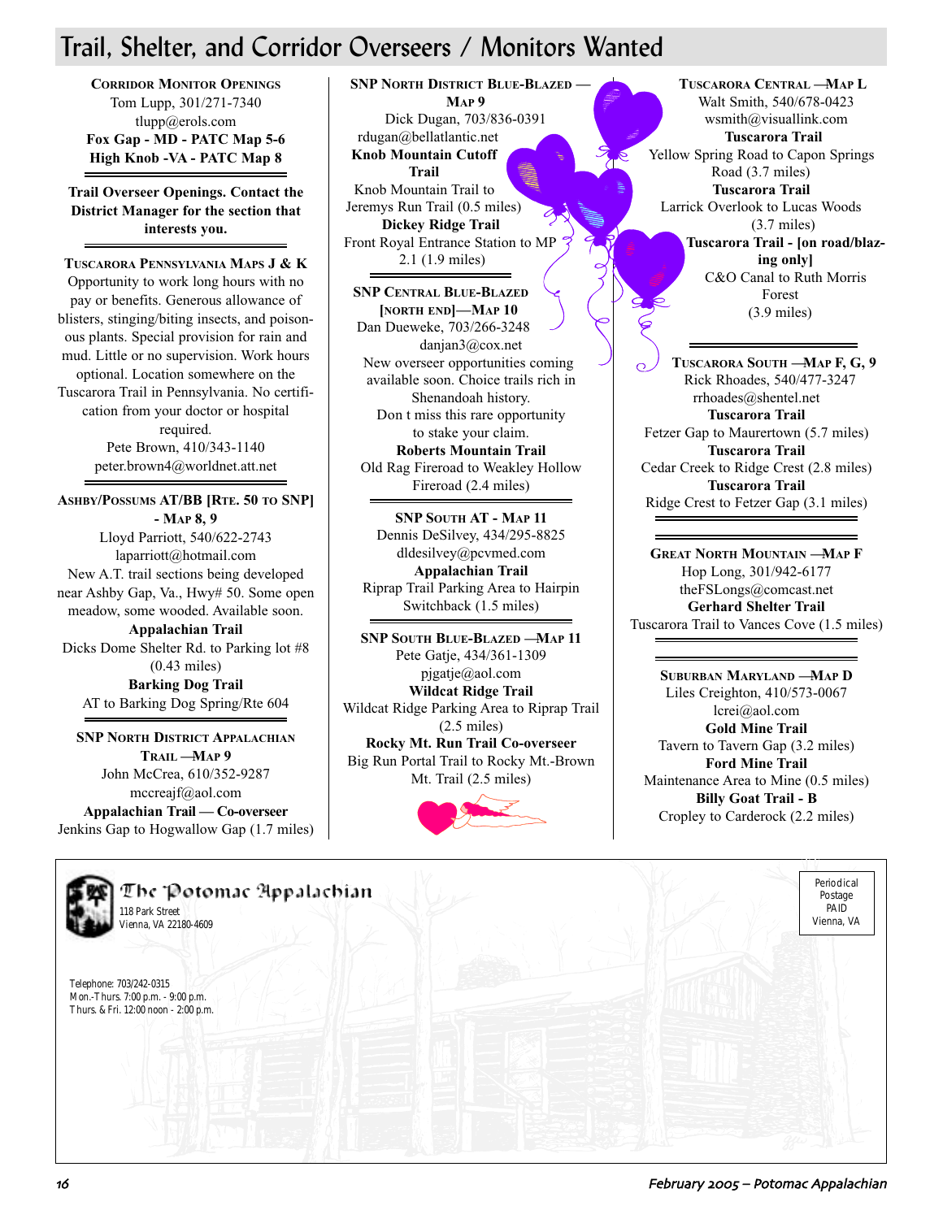# Trail, Shelter, and Corridor Overseers / Monitors Wanted

**CORRIDOR MONITOR OPENINGS**
Tom Lupp, 301/271-7340
tlupp@erols.com
**Fox Gap - MD - PATC Map 5-6**
**High Knob -VA - PATC Map 8**

**Trail Overseer Openings. Contact the District Manager for the section that interests you.**

**TUSCARORA PENNSYLVANIA MAPS J & K**
Opportunity to work long hours with no pay or benefits. Generous allowance of blisters, stinging/biting insects, and poisonous plants. Special provision for rain and mud. Little or no supervision. Work hours optional. Location somewhere on the Tuscarora Trail in Pennsylvania. No certification from your doctor or hospital required.
Pete Brown, 410/343-1140
peter.brown4@worldnet.att.net

**ASHBY/POSSUMS AT/BB [RTE. 50 TO SNP] - MAP 8, 9**
Lloyd Parriott, 540/622-2743
laparriott@hotmail.com
New A.T. trail sections being developed near Ashby Gap, Va., Hwy# 50. Some open meadow, some wooded. Available soon.
**Appalachian Trail**
Dicks Dome Shelter Rd. to Parking lot #8 (0.43 miles)
**Barking Dog Trail**
AT to Barking Dog Spring/Rte 604

**SNP NORTH DISTRICT APPALACHIAN TRAIL —MAP 9**
John McCrea, 610/352-9287
mccreajf@aol.com
**Appalachian Trail — Co-overseer**
Jenkins Gap to Hogwallow Gap (1.7 miles)

**SNP NORTH DISTRICT BLUE-BLAZED — MAP 9**
Dick Dugan, 703/836-0391
rdugan@bellatlantic.net
**Knob Mountain Cutoff Trail**
Knob Mountain Trail to Jeremys Run Trail (0.5 miles)
**Dickey Ridge Trail**
Front Royal Entrance Station to MP 2.1 (1.9 miles)

**SNP CENTRAL BLUE-BLAZED [NORTH END]—MAP 10**
Dan Dueweke, 703/266-3248
danjan3@cox.net
New overseer opportunities coming available soon. Choice trails rich in Shenandoah history.
Don t miss this rare opportunity to stake your claim.
**Roberts Mountain Trail**
Old Rag Fireroad to Weakley Hollow Fireroad (2.4 miles)

**SNP SOUTH AT - MAP 11**
Dennis DeSilvey, 434/295-8825
dldesilvey@pcvmed.com
**Appalachian Trail**
Riprap Trail Parking Area to Hairpin Switchback (1.5 miles)

**SNP SOUTH BLUE-BLAZED —MAP 11**
Pete Gatje, 434/361-1309
pjgatje@aol.com
**Wildcat Ridge Trail**
Wildcat Ridge Parking Area to Riprap Trail (2.5 miles)
**Rocky Mt. Run Trail Co-overseer**
Big Run Portal Trail to Rocky Mt.-Brown Mt. Trail (2.5 miles)

**TUSCARORA CENTRAL —MAP L**
Walt Smith, 540/678-0423
wsmith@visuallink.com
**Tuscarora Trail**
Yellow Spring Road to Capon Springs Road (3.7 miles)
**Tuscarora Trail**
Larrick Overlook to Lucas Woods (3.7 miles)
**Tuscarora Trail - [on road/blazing only]**
C&O Canal to Ruth Morris Forest (3.9 miles)

**TUSCARORA SOUTH —MAP F, G, 9**
Rick Rhoades, 540/477-3247
rrhoades@shentel.net
**Tuscarora Trail**
Fetzer Gap to Maurertown (5.7 miles)
**Tuscarora Trail**
Cedar Creek to Ridge Crest (2.8 miles)
**Tuscarora Trail**
Ridge Crest to Fetzer Gap (3.1 miles)

**GREAT NORTH MOUNTAIN —MAP F**
Hop Long, 301/942-6177
theFSLongs@comcast.net
**Gerhard Shelter Trail**
Tuscarora Trail to Vances Cove (1.5 miles)

**SUBURBAN MARYLAND —MAP D**
Liles Creighton, 410/573-0067
lcrei@aol.com
**Gold Mine Trail**
Tavern to Tavern Gap (3.2 miles)
**Ford Mine Trail**
Maintenance Area to Mine (0.5 miles)
**Billy Goat Trail - B**
Cropley to Carderock (2.2 miles)

---

The Potomac Appalachian
118 Park Street
Vienna, VA 22180-4609

Telephone: 703/242-0315
Mon.-Thurs. 7:00 p.m. - 9:00 p.m.
Thurs. & Fri. 12:00 noon - 2:00 p.m.

Periodical
Postage
PAID
Vienna, VA